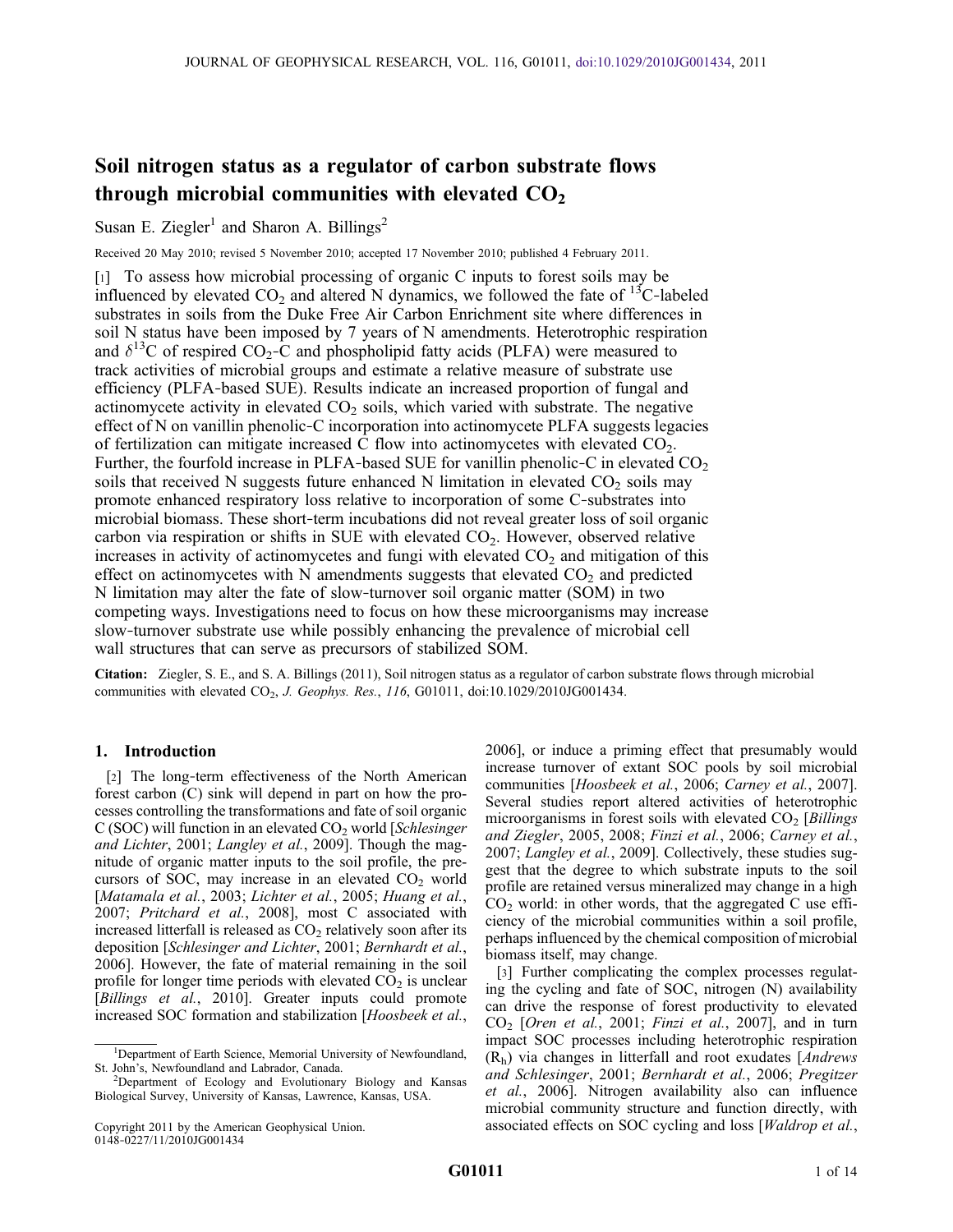# Soil nitrogen status as a regulator of carbon substrate flows through microbial communities with elevated $CO_2$

Susan E. Ziegler[1] and Sharon A. Billings[2]

Received 20 May 2010; revised 5 November 2010; accepted 17 November 2010; published 4 February 2011.

[1] To assess how microbial processing of organic C inputs to forest soils may be influenced by elevated $CO_2$ and altered N dynamics, we followed the fate of $^{13}C$-labeled substrates in soils from the Duke Free Air Carbon Enrichment site where differences in soil N status have been imposed by 7 years of N amendments. Heterotrophic respiration and $\delta^{13}C$ of respired $CO_2$-C and phospholipid fatty acids (PLFA) were measured to track activities of microbial groups and estimate a relative measure of substrate use efficiency (PLFA-based SUE). Results indicate an increased proportion of fungal and actinomycete activity in elevated $CO_2$ soils, which varied with substrate. The negative effect of N on vanillin phenolic-C incorporation into actinomycete PLFA suggests legacies of fertilization can mitigate increased C flow into actinomycetes with elevated $CO_2$. Further, the fourfold increase in PLFA-based SUE for vanillin phenolic-C in elevated $CO_2$ soils that received N suggests future enhanced N limitation in elevated $CO_2$ soils may promote enhanced respiratory loss relative to incorporation of some C-substrates into microbial biomass. These short-term incubations did not reveal greater loss of soil organic carbon via respiration or shifts in SUE with elevated $CO_2$. However, observed relative increases in activity of actinomycetes and fungi with elevated $CO_2$ and mitigation of this effect on actinomycetes with N amendments suggests that elevated $CO_2$ and predicted N limitation may alter the fate of slow-turnover soil organic matter (SOM) in two competing ways. Investigations need to focus on how these microorganisms may increase slow-turnover substrate use while possibly enhancing the prevalence of microbial cell wall structures that can serve as precursors of stabilized SOM.

**Citation:** Ziegler, S. E., and S. A. Billings (2011), Soil nitrogen status as a regulator of carbon substrate flows through microbial communities with elevated $CO_2$, *J. Geophys. Res.*, *116*, G01011, doi:10.1029/2010JG001434.

## 1. Introduction

[2] The long-term effectiveness of the North American forest carbon (C) sink will depend in part on how the processes controlling the transformations and fate of soil organic C (SOC) will function in an elevated $CO_2$ world [*Schlesinger and Lichter*, 2001; *Langley et al.*, 2009]. Though the magnitude of organic matter inputs to the soil profile, the precursors of SOC, may increase in an elevated $CO_2$ world [*Matamala et al.*, 2003; *Lichter et al.*, 2005; *Huang et al.*, 2007; *Pritchard et al.*, 2008], most C associated with increased litterfall is released as $CO_2$ relatively soon after its deposition [*Schlesinger and Lichter*, 2001; *Bernhardt et al.*, 2006]. However, the fate of material remaining in the soil profile for longer time periods with elevated $CO_2$ is unclear [*Billings et al.*, 2010]. Greater inputs could promote increased SOC formation and stabilization [*Hoosbeek et al.*, 2006], or induce a priming effect that presumably would increase turnover of extant SOC pools by soil microbial communities [*Hoosbeek et al.*, 2006; *Carney et al.*, 2007]. Several studies report altered activities of heterotrophic microorganisms in forest soils with elevated $CO_2$ [*Billings and Ziegler*, 2005, 2008; *Finzi et al.*, 2006; *Carney et al.*, 2007; *Langley et al.*, 2009]. Collectively, these studies suggest that the degree to which substrate inputs to the soil profile are retained versus mineralized may change in a high $CO_2$ world: in other words, that the aggregated C use efficiency of the microbial communities within a soil profile, perhaps influenced by the chemical composition of microbial biomass itself, may change.

[3] Further complicating the complex processes regulating the cycling and fate of SOC, nitrogen (N) availability can drive the response of forest productivity to elevated $CO_2$ [*Oren et al.*, 2001; *Finzi et al.*, 2007], and in turn impact SOC processes including heterotrophic respiration ($R_h$) via changes in litterfall and root exudates [*Andrews and Schlesinger*, 2001; *Bernhardt et al.*, 2006; *Pregitzer et al.*, 2006]. Nitrogen availability also can influence microbial community structure and function directly, with associated effects on SOC cycling and loss [*Waldrop et al.*,

---

[1]Department of Earth Science, Memorial University of Newfoundland, St. John's, Newfoundland and Labrador, Canada.

[2]Department of Ecology and Evolutionary Biology and Kansas Biological Survey, University of Kansas, Lawrence, Kansas, USA.

Copyright 2011 by the American Geophysical Union.
0148-0227/11/2010JG001434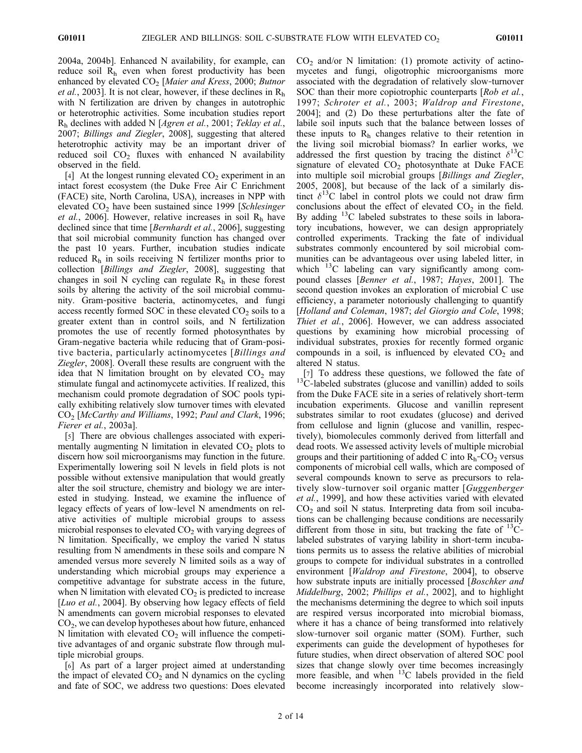2004a, 2004b]. Enhanced N availability, for example, can reduce soil $R_h$ even when forest productivity has been enhanced by elevated $CO_2$ [*Maier and Kress*, 2000; *Butnor et al.*, 2003]. It is not clear, however, if these declines in $R_h$ with N fertilization are driven by changes in autotrophic or heterotrophic activities. Some incubation studies report $R_h$ declines with added N [*Agren et al.*, 2001; *Teklay et al.*, 2007; *Billings and Ziegler*, 2008], suggesting that altered heterotrophic activity may be an important driver of reduced soil $CO_2$ fluxes with enhanced N availability observed in the field.

[4] At the longest running elevated $CO_2$ experiment in an intact forest ecosystem (the Duke Free Air C Enrichment (FACE) site, North Carolina, USA), increases in NPP with elevated $CO_2$ have been sustained since 1999 [*Schlesinger et al.*, 2006]. However, relative increases in soil $R_h$ have declined since that time [*Bernhardt et al.*, 2006], suggesting that soil microbial community function has changed over the past 10 years. Further, incubation studies indicate reduced $R_h$ in soils receiving N fertilizer months prior to collection [*Billings and Ziegler*, 2008], suggesting that changes in soil N cycling can regulate $R_h$ in these forest soils by altering the activity of the soil microbial community. Gram-positive bacteria, actinomycetes, and fungi access recently formed SOC in these elevated $CO_2$ soils to a greater extent than in control soils, and N fertilization promotes the use of recently formed photosynthates by Gram-negative bacteria while reducing that of Gram-positive bacteria, particularly actinomycetes [*Billings and Ziegler*, 2008]. Overall these results are congruent with the idea that N limitation brought on by elevated $CO_2$ may stimulate fungal and actinomycete activities. If realized, this mechanism could promote degradation of SOC pools typically exhibiting relatively slow turnover times with elevated $CO_2$ [*McCarthy and Williams*, 1992; *Paul and Clark*, 1996; *Fierer et al.*, 2003a].

[5] There are obvious challenges associated with experimentally augmenting N limitation in elevated $CO_2$ plots to discern how soil microorganisms may function in the future. Experimentally lowering soil N levels in field plots is not possible without extensive manipulation that would greatly alter the soil structure, chemistry and biology we are interested in studying. Instead, we examine the influence of legacy effects of years of low-level N amendments on relative activities of multiple microbial groups to assess microbial responses to elevated $CO_2$ with varying degrees of N limitation. Specifically, we employ the varied N status resulting from N amendments in these soils and compare N amended versus more severely N limited soils as a way of understanding which microbial groups may experience a competitive advantage for substrate access in the future, when N limitation with elevated $CO_2$ is predicted to increase [*Luo et al.*, 2004]. By observing how legacy effects of field N amendments can govern microbial responses to elevated $CO_2$, we can develop hypotheses about how future, enhanced N limitation with elevated $CO_2$ will influence the competitive advantages of and organic substrate flow through multiple microbial groups.

[6] As part of a larger project aimed at understanding the impact of elevated $CO_2$ and N dynamics on the cycling and fate of SOC, we address two questions: Does elevated $CO_2$ and/or N limitation: (1) promote activity of actinomycetes and fungi, oligotrophic microorganisms more associated with the degradation of relatively slow-turnover SOC than their more copiotrophic counterparts [*Rob et al.*, 1997; *Schroter et al.*, 2003; *Waldrop and Firestone*, 2004]; and (2) Do these perturbations alter the fate of labile soil inputs such that the balance between losses of these inputs to $R_h$ changes relative to their retention in the living soil microbial biomass? In earlier works, we addressed the first question by tracing the distinct $\delta^{13}C$ signature of elevated $CO_2$ photosynthate at Duke FACE into multiple soil microbial groups [*Billings and Ziegler*, 2005, 2008], but because of the lack of a similarly distinct $\delta^{13}C$ label in control plots we could not draw firm conclusions about the effect of elevated $CO_2$ in the field. By adding $^{13}C$ labeled substrates to these soils in laboratory incubations, however, we can design appropriately controlled experiments. Tracking the fate of individual substrates commonly encountered by soil microbial communities can be advantageous over using labeled litter, in which $^{13}C$ labeling can vary significantly among compound classes [*Benner et al.*, 1987; *Hayes*, 2001]. The second question invokes an exploration of microbial C use efficiency, a parameter notoriously challenging to quantify [*Holland and Coleman*, 1987; *del Giorgio and Cole*, 1998; *Thiet et al.*, 2006]. However, we can address associated questions by examining how microbial processing of individual substrates, proxies for recently formed organic compounds in a soil, is influenced by elevated $CO_2$ and altered N status.

[7] To address these questions, we followed the fate of $^{13}C$-labeled substrates (glucose and vanillin) added to soils from the Duke FACE site in a series of relatively short-term incubation experiments. Glucose and vanillin represent substrates similar to root exudates (glucose) and derived from cellulose and lignin (glucose and vanillin, respectively), biomolecules commonly derived from litterfall and dead roots. We assessed activity levels of multiple microbial groups and their partitioning of added C into $R_h$-$CO_2$ versus components of microbial cell walls, which are composed of several compounds known to serve as precursors to relatively slow-turnover soil organic matter [*Guggenberger et al.*, 1999], and how these activities varied with elevated $CO_2$ and soil N status. Interpreting data from soil incubations can be challenging because conditions are necessarily different from those in situ, but tracking the fate of $^{13}C$-labeled substrates of varying lability in short-term incubations permits us to assess the relative abilities of microbial groups to compete for individual substrates in a controlled environment [*Waldrop and Firestone*, 2004], to observe how substrate inputs are initially processed [*Boschker and Middelburg*, 2002; *Phillips et al.*, 2002], and to highlight the mechanisms determining the degree to which soil inputs are respired versus incorporated into microbial biomass, where it has a chance of being transformed into relatively slow-turnover soil organic matter (SOM). Further, such experiments can guide the development of hypotheses for future studies, when direct observation of altered SOC pool sizes that change slowly over time becomes increasingly more feasible, and when $^{13}C$ labels provided in the field become increasingly incorporated into relatively slow-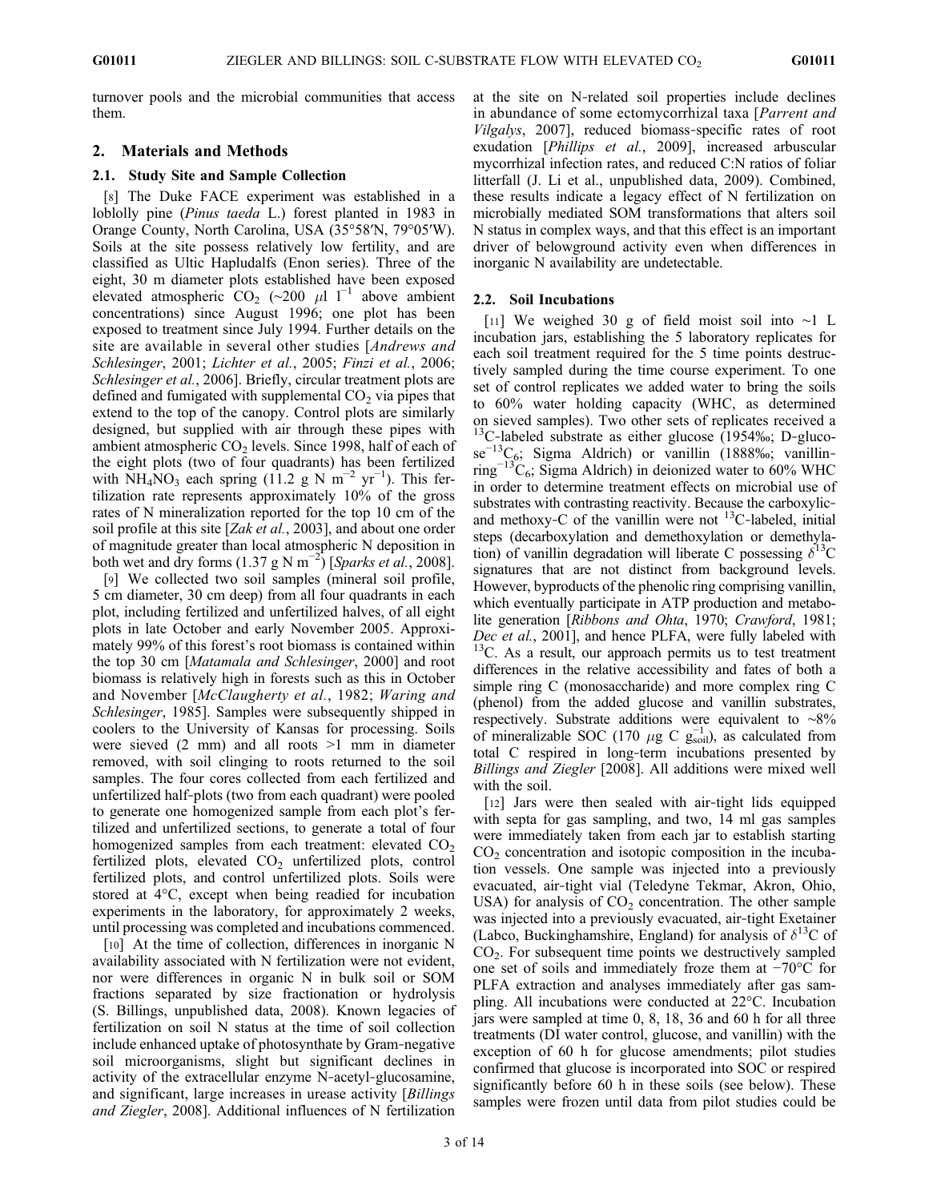turnover pools and the microbial communities that access them.

## 2. Materials and Methods

### 2.1. Study Site and Sample Collection

[8] The Duke FACE experiment was established in a loblolly pine (*Pinus taeda* L.) forest planted in 1983 in Orange County, North Carolina, USA (35°58′N, 79°05′W). Soils at the site possess relatively low fertility, and are classified as Ultic Hapludalfs (Enon series). Three of the eight, 30 m diameter plots established have been exposed elevated atmospheric $CO_2$ (~200 $\mu$l l$^{-1}$ above ambient concentrations) since August 1996; one plot has been exposed to treatment since July 1994. Further details on the site are available in several other studies [*Andrews and Schlesinger*, 2001; *Lichter et al.*, 2005; *Finzi et al.*, 2006; *Schlesinger et al.*, 2006]. Briefly, circular treatment plots are defined and fumigated with supplemental $CO_2$ via pipes that extend to the top of the canopy. Control plots are similarly designed, but supplied with air through these pipes with ambient atmospheric $CO_2$ levels. Since 1998, half of each of the eight plots (two of four quadrants) has been fertilized with $NH_4NO_3$ each spring (11.2 g N m$^{-2}$ yr$^{-1}$). This fertilization rate represents approximately 10% of the gross rates of N mineralization reported for the top 10 cm of the soil profile at this site [*Zak et al.*, 2003], and about one order of magnitude greater than local atmospheric N deposition in both wet and dry forms (1.37 g N m$^{-2}$) [*Sparks et al.*, 2008].

[9] We collected two soil samples (mineral soil profile, 5 cm diameter, 30 cm deep) from all four quadrants in each plot, including fertilized and unfertilized halves, of all eight plots in late October and early November 2005. Approximately 99% of this forest's root biomass is contained within the top 30 cm [*Matamala and Schlesinger*, 2000] and root biomass is relatively high in forests such as this in October and November [*McClaugherty et al.*, 1982; *Waring and Schlesinger*, 1985]. Samples were subsequently shipped in coolers to the University of Kansas for processing. Soils were sieved (2 mm) and all roots >1 mm in diameter removed, with soil clinging to roots returned to the soil samples. The four cores collected from each fertilized and unfertilized half-plots (two from each quadrant) were pooled to generate one homogenized sample from each plot's fertilized and unfertilized sections, to generate a total of four homogenized samples from each treatment: elevated $CO_2$ fertilized plots, elevated $CO_2$ unfertilized plots, control fertilized plots, and control unfertilized plots. Soils were stored at 4°C, except when being readied for incubation experiments in the laboratory, for approximately 2 weeks, until processing was completed and incubations commenced.

[10] At the time of collection, differences in inorganic N availability associated with N fertilization were not evident, nor were differences in organic N in bulk soil or SOM fractions separated by size fractionation or hydrolysis (S. Billings, unpublished data, 2008). Known legacies of fertilization on soil N status at the time of soil collection include enhanced uptake of photosynthate by Gram-negative soil microorganisms, slight but significant declines in activity of the extracellular enzyme N-acetyl-glucosamine, and significant, large increases in urease activity [*Billings and Ziegler*, 2008]. Additional influences of N fertilization at the site on N-related soil properties include declines in abundance of some ectomycorrhizal taxa [*Parrent and Vilgalys*, 2007], reduced biomass-specific rates of root exudation [*Phillips et al.*, 2009], increased arbuscular mycorrhizal infection rates, and reduced C:N ratios of foliar litterfall (J. Li et al., unpublished data, 2009). Combined, these results indicate a legacy effect of N fertilization on microbially mediated SOM transformations that alters soil N status in complex ways, and that this effect is an important driver of belowground activity even when differences in inorganic N availability are undetectable.

### 2.2. Soil Incubations

[11] We weighed 30 g of field moist soil into ~1 L incubation jars, establishing the 5 laboratory replicates for each soil treatment required for the 5 time points destructively sampled during the time course experiment. To one set of control replicates we added water to bring the soils to 60% water holding capacity (WHC, as determined on sieved samples). Two other sets of replicates received a $^{13}$C-labeled substrate as either glucose (1954‰; D-glucose-$^{13}C_6$; Sigma Aldrich) or vanillin (1888‰; vanillin-ring-$^{13}C_6$; Sigma Aldrich) in deionized water to 60% WHC in order to determine treatment effects on microbial use of substrates with contrasting reactivity. Because the carboxylic- and methoxy-C of the vanillin were not $^{13}$C-labeled, initial steps (decarboxylation and demethoxylation or demethylation) of vanillin degradation will liberate C possessing $\delta^{13}$C signatures that are not distinct from background levels. However, byproducts of the phenolic ring comprising vanillin, which eventually participate in ATP production and metabolite generation [*Ribbons and Ohta*, 1970; *Crawford*, 1981; *Dec et al.*, 2001], and hence PLFA, were fully labeled with $^{13}$C. As a result, our approach permits us to test treatment differences in the relative accessibility and fates of both a simple ring C (monosaccharide) and more complex ring C (phenol) from the added glucose and vanillin substrates, respectively. Substrate additions were equivalent to ~8% of mineralizable SOC (170 $\mu$g C g$_{\text{soil}}^{-1}$), as calculated from total C respired in long-term incubations presented by *Billings and Ziegler* [2008]. All additions were mixed well with the soil.

[12] Jars were then sealed with air-tight lids equipped with septa for gas sampling, and two, 14 ml gas samples were immediately taken from each jar to establish starting $CO_2$ concentration and isotopic composition in the incubation vessels. One sample was injected into a previously evacuated, air-tight vial (Teledyne Tekmar, Akron, Ohio, USA) for analysis of $CO_2$ concentration. The other sample was injected into a previously evacuated, air-tight Exetainer (Labco, Buckinghamshire, England) for analysis of $\delta^{13}$C of $CO_2$. For subsequent time points we destructively sampled one set of soils and immediately froze them at −70°C for PLFA extraction and analyses immediately after gas sampling. All incubations were conducted at 22°C. Incubation jars were sampled at time 0, 8, 18, 36 and 60 h for all three treatments (DI water control, glucose, and vanillin) with the exception of 60 h for glucose amendments; pilot studies confirmed that glucose is incorporated into SOC or respired significantly before 60 h in these soils (see below). These samples were frozen until data from pilot studies could be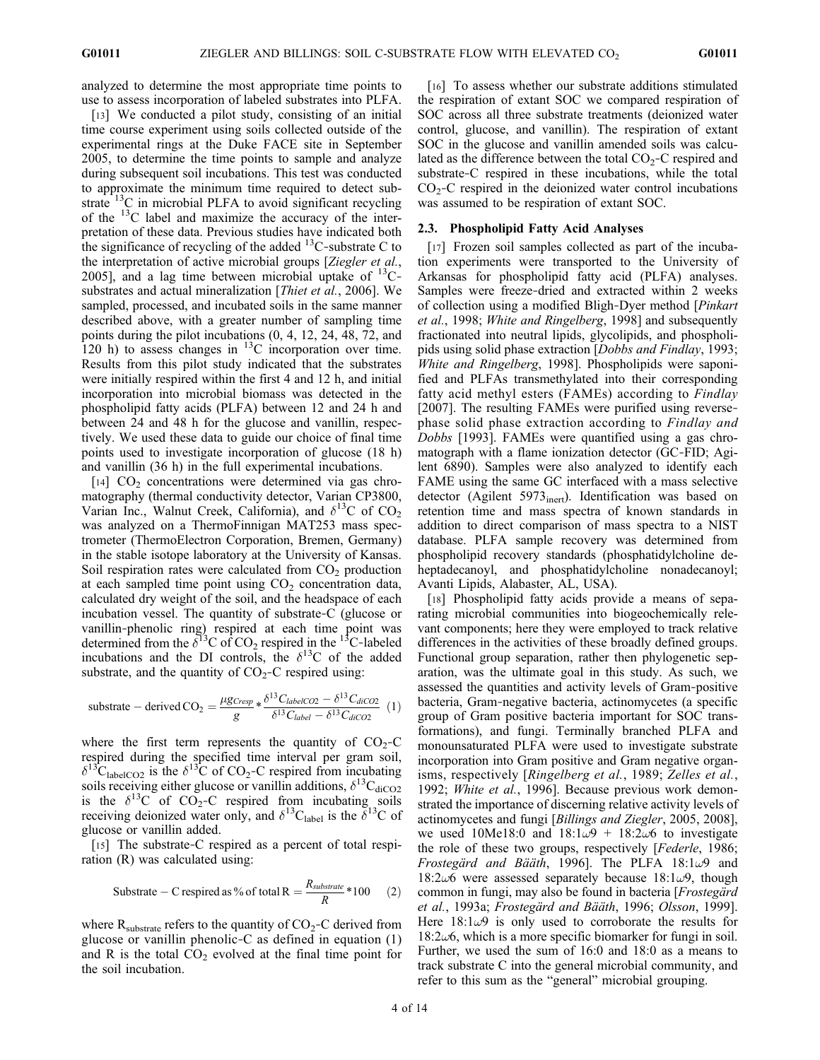analyzed to determine the most appropriate time points to use to assess incorporation of labeled substrates into PLFA.

[13] We conducted a pilot study, consisting of an initial time course experiment using soils collected outside of the experimental rings at the Duke FACE site in September 2005, to determine the time points to sample and analyze during subsequent soil incubations. This test was conducted to approximate the minimum time required to detect substrate $^{13}C$ in microbial PLFA to avoid significant recycling of the $^{13}C$ label and maximize the accuracy of the interpretation of these data. Previous studies have indicated both the significance of recycling of the added $^{13}C$-substrate C to the interpretation of active microbial groups [*Ziegler et al.*, 2005], and a lag time between microbial uptake of $^{13}C$-substrates and actual mineralization [*Thiet et al.*, 2006]. We sampled, processed, and incubated soils in the same manner described above, with a greater number of sampling time points during the pilot incubations (0, 4, 12, 24, 48, 72, and 120 h) to assess changes in $^{13}C$ incorporation over time. Results from this pilot study indicated that the substrates were initially respired within the first 4 and 12 h, and initial incorporation into microbial biomass was detected in the phospholipid fatty acids (PLFA) between 12 and 24 h and between 24 and 48 h for the glucose and vanillin, respectively. We used these data to guide our choice of final time points used to investigate incorporation of glucose (18 h) and vanillin (36 h) in the full experimental incubations.

[14] $CO_2$ concentrations were determined via gas chromatography (thermal conductivity detector, Varian CP3800, Varian Inc., Walnut Creek, California), and $\delta^{13}C$ of $CO_2$ was analyzed on a ThermoFinnigan MAT253 mass spectrometer (ThermoElectron Corporation, Bremen, Germany) in the stable isotope laboratory at the University of Kansas. Soil respiration rates were calculated from $CO_2$ production at each sampled time point using $CO_2$ concentration data, calculated dry weight of the soil, and the headspace of each incubation vessel. The quantity of substrate-C (glucose or vanillin-phenolic ring) respired at each time point was determined from the $\delta^{13}C$ of $CO_2$ respired in the $^{13}C$-labeled incubations and the DI controls, the $\delta^{13}C$ of the added substrate, and the quantity of $CO_2$-C respired using:

$$\text{substrate} - \text{derived}\, CO_2 = \frac{\mu g_{Cresp}}{g} * \frac{\delta^{13}C_{labelCO2} - \delta^{13}C_{diCO2}}{\delta^{13}C_{label} - \delta^{13}C_{diCO2}} \quad (1)$$

where the first term represents the quantity of $CO_2$-C respired during the specified time interval per gram soil, $\delta^{13}C_{labelCO2}$ is the $\delta^{13}C$ of $CO_2$-C respired from incubating soils receiving either glucose or vanillin additions, $\delta^{13}C_{diCO2}$ is the $\delta^{13}C$ of $CO_2$-C respired from incubating soils receiving deionized water only, and $\delta^{13}C_{label}$ is the $\delta^{13}C$ of glucose or vanillin added.

[15] The substrate-C respired as a percent of total respiration (R) was calculated using:

$$\text{Substrate} - \text{C respired as \% of total R} = \frac{R_{substrate}}{R} * 100 \quad (2)$$

where $R_{substrate}$ refers to the quantity of $CO_2$-C derived from glucose or vanillin phenolic-C as defined in equation (1) and R is the total $CO_2$ evolved at the final time point for the soil incubation.

[16] To assess whether our substrate additions stimulated the respiration of extant SOC we compared respiration of SOC across all three substrate treatments (deionized water control, glucose, and vanillin). The respiration of extant SOC in the glucose and vanillin amended soils was calculated as the difference between the total $CO_2$-C respired and substrate-C respired in these incubations, while the total $CO_2$-C respired in the deionized water control incubations was assumed to be respiration of extant SOC.

### 2.3. Phospholipid Fatty Acid Analyses

[17] Frozen soil samples collected as part of the incubation experiments were transported to the University of Arkansas for phospholipid fatty acid (PLFA) analyses. Samples were freeze-dried and extracted within 2 weeks of collection using a modified Bligh-Dyer method [*Pinkart et al.*, 1998; *White and Ringelberg*, 1998] and subsequently fractionated into neutral lipids, glycolipids, and phospholipids using solid phase extraction [*Dobbs and Findlay*, 1993; *White and Ringelberg*, 1998]. Phospholipids were saponified and PLFAs transmethylated into their corresponding fatty acid methyl esters (FAMEs) according to *Findlay* [2007]. The resulting FAMEs were purified using reverse-phase solid phase extraction according to *Findlay and Dobbs* [1993]. FAMEs were quantified using a gas chromatograph with a flame ionization detector (GC-FID; Agilent 6890). Samples were also analyzed to identify each FAME using the same GC interfaced with a mass selective detector (Agilent $5973_{inert}$). Identification was based on retention time and mass spectra of known standards in addition to direct comparison of mass spectra to a NIST database. PLFA sample recovery was determined from phospholipid recovery standards (phosphatidylcholine deheptadecanoyl, and phosphatidylcholine nonadecanoyl; Avanti Lipids, Alabaster, AL, USA).

[18] Phospholipid fatty acids provide a means of separating microbial communities into biogeochemically relevant components; here they were employed to track relative differences in the activities of these broadly defined groups. Functional group separation, rather then phylogenetic separation, was the ultimate goal in this study. As such, we assessed the quantities and activity levels of Gram-positive bacteria, Gram-negative bacteria, actinomycetes (a specific group of Gram positive bacteria important for SOC transformations), and fungi. Terminally branched PLFA and monounsaturated PLFA were used to investigate substrate incorporation into Gram positive and Gram negative organisms, respectively [*Ringelberg et al.*, 1989; *Zelles et al.*, 1992; *White et al.*, 1996]. Because previous work demonstrated the importance of discerning relative activity levels of actinomycetes and fungi [*Billings and Ziegler*, 2005, 2008], we used 10Me18:0 and 18:1ω9 + 18:2ω6 to investigate the role of these two groups, respectively [*Federle*, 1986; *Frostegärd and Bääth*, 1996]. The PLFA 18:1ω9 and 18:2ω6 were assessed separately because 18:1ω9, though common in fungi, may also be found in bacteria [*Frostegärd et al.*, 1993a; *Frostegärd and Bääth*, 1996; *Olsson*, 1999]. Here 18:1ω9 is only used to corroborate the results for 18:2ω6, which is a more specific biomarker for fungi in soil. Further, we used the sum of 16:0 and 18:0 as a means to track substrate C into the general microbial community, and refer to this sum as the "general" microbial grouping.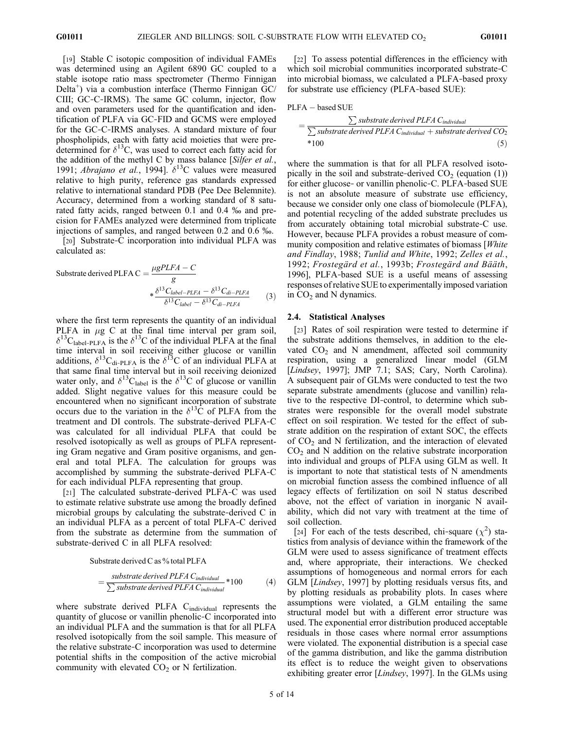[19] Stable C isotopic composition of individual FAMEs was determined using an Agilent 6890 GC coupled to a stable isotope ratio mass spectrometer (Thermo Finnigan Delta$^+$) via a combustion interface (Thermo Finnigan GC/CIII; GC-C-IRMS). The same GC column, injector, flow and oven parameters used for the quantification and identification of PLFA via GC-FID and GCMS were employed for the GC-C-IRMS analyses. A standard mixture of four phospholipids, each with fatty acid moieties that were predetermined for $\delta^{13}C$, was used to correct each fatty acid for the addition of the methyl C by mass balance [*Silfer et al.*, 1991; *Abrajano et al.*, 1994]. $\delta^{13}C$ values were measured relative to high purity, reference gas standards expressed relative to international standard PDB (Pee Dee Belemnite). Accuracy, determined from a working standard of 8 saturated fatty acids, ranged between 0.1 and 0.4 ‰ and precision for FAMEs analyzed were determined from triplicate injections of samples, and ranged between 0.2 and 0.6 ‰.

[20] Substrate-C incorporation into individual PLFA was calculated as:

$$\text{Substrate derived PLFA C} = \frac{\mu gPLFA - C}{g} * \frac{\delta^{13}C_{label-PLFA} - \delta^{13}C_{di-PLFA}}{\delta^{13}C_{label} - \delta^{13}C_{di-PLFA}} \quad (3)$$

where the first term represents the quantity of an individual PLFA in $\mu$g C at the final time interval per gram soil, $\delta^{13}C_{label\text{-}PLFA}$ is the $\delta^{13}C$ of the individual PLFA at the final time interval in soil receiving either glucose or vanillin additions, $\delta^{13}C_{di\text{-}PLFA}$ is the $\delta^{13}C$ of an individual PLFA at that same final time interval but in soil receiving deionized water only, and $\delta^{13}C_{label}$ is the $\delta^{13}C$ of glucose or vanillin added. Slight negative values for this measure could be encountered when no significant incorporation of substrate occurs due to the variation in the $\delta^{13}C$ of PLFA from the treatment and DI controls. The substrate-derived PLFA-C was calculated for all individual PLFA that could be resolved isotopically as well as groups of PLFA representing Gram negative and Gram positive organisms, and general and total PLFA. The calculation for groups was accomplished by summing the substrate-derived PLFA-C for each individual PLFA representing that group.

[21] The calculated substrate-derived PLFA-C was used to estimate relative substrate use among the broadly defined microbial groups by calculating the substrate-derived C in an individual PLFA as a percent of total PLFA-C derived from the substrate as determine from the summation of substrate-derived C in all PLFA resolved:

$$\text{Substrate derived C as \% total PLFA} = \frac{substrate\ derived\ PLFA\ C_{individual}}{\sum substrate\ derived\ PLFA\ C_{individual}} * 100 \quad (4)$$

where substrate derived PLFA $C_{individual}$ represents the quantity of glucose or vanillin phenolic-C incorporated into an individual PLFA and the summation is that for all PLFA resolved isotopically from the soil sample. This measure of the relative substrate-C incorporation was used to determine potential shifts in the composition of the active microbial community with elevated $CO_2$ or N fertilization.

[22] To assess potential differences in the efficiency with which soil microbial communities incorporated substrate-C into microbial biomass, we calculated a PLFA-based proxy for substrate use efficiency (PLFA-based SUE):

$$\text{PLFA} - \text{based SUE} = \frac{\sum substrate\ derived\ PLFA\ C_{individual}}{\sum substrate\ derived\ PLFA\ C_{individual} + substrate\ derived\ CO_2} * 100 \quad (5)$$

where the summation is that for all PLFA resolved isotopically in the soil and substrate-derived $CO_2$ (equation (1)) for either glucose- or vanillin phenolic-C. PLFA-based SUE is not an absolute measure of substrate use efficiency, because we consider only one class of biomolecule (PLFA), and potential recycling of the added substrate precludes us from accurately obtaining total microbial substrate-C use. However, because PLFA provides a robust measure of community composition and relative estimates of biomass [*White and Findlay*, 1988; *Tunlid and White*, 1992; *Zelles et al.*, 1992; *Frostegård et al.*, 1993b; *Frostegård and Bååth*, 1996], PLFA-based SUE is a useful means of assessing responses of relative SUE to experimentally imposed variation in $CO_2$ and N dynamics.

## 2.4. Statistical Analyses

[23] Rates of soil respiration were tested to determine if the substrate additions themselves, in addition to the elevated $CO_2$ and N amendment, affected soil community respiration, using a generalized linear model (GLM [*Lindsey*, 1997]; JMP 7.1; SAS; Cary, North Carolina). A subsequent pair of GLMs were conducted to test the two separate substrate amendments (glucose and vanillin) relative to the respective DI-control, to determine which substrates were responsible for the overall model substrate effect on soil respiration. We tested for the effect of substrate addition on the respiration of extant SOC, the effects of $CO_2$ and N fertilization, and the interaction of elevated $CO_2$ and N addition on the relative substrate incorporation into individual and groups of PLFA using GLM as well. It is important to note that statistical tests of N amendments on microbial function assess the combined influence of all legacy effects of fertilization on soil N status described above, not the effect of variation in inorganic N availability, which did not vary with treatment at the time of soil collection.

[24] For each of the tests described, chi-square ($\chi^2$) statistics from analysis of deviance within the framework of the GLM were used to assess significance of treatment effects and, where appropriate, their interactions. We checked assumptions of homogeneous and normal errors for each GLM [*Lindsey*, 1997] by plotting residuals versus fits, and by plotting residuals as probability plots. In cases where assumptions were violated, a GLM entailing the same structural model but with a different error structure was used. The exponential error distribution produced acceptable residuals in those cases where normal error assumptions were violated. The exponential distribution is a special case of the gamma distribution, and like the gamma distribution its effect is to reduce the weight given to observations exhibiting greater error [*Lindsey*, 1997]. In the GLMs using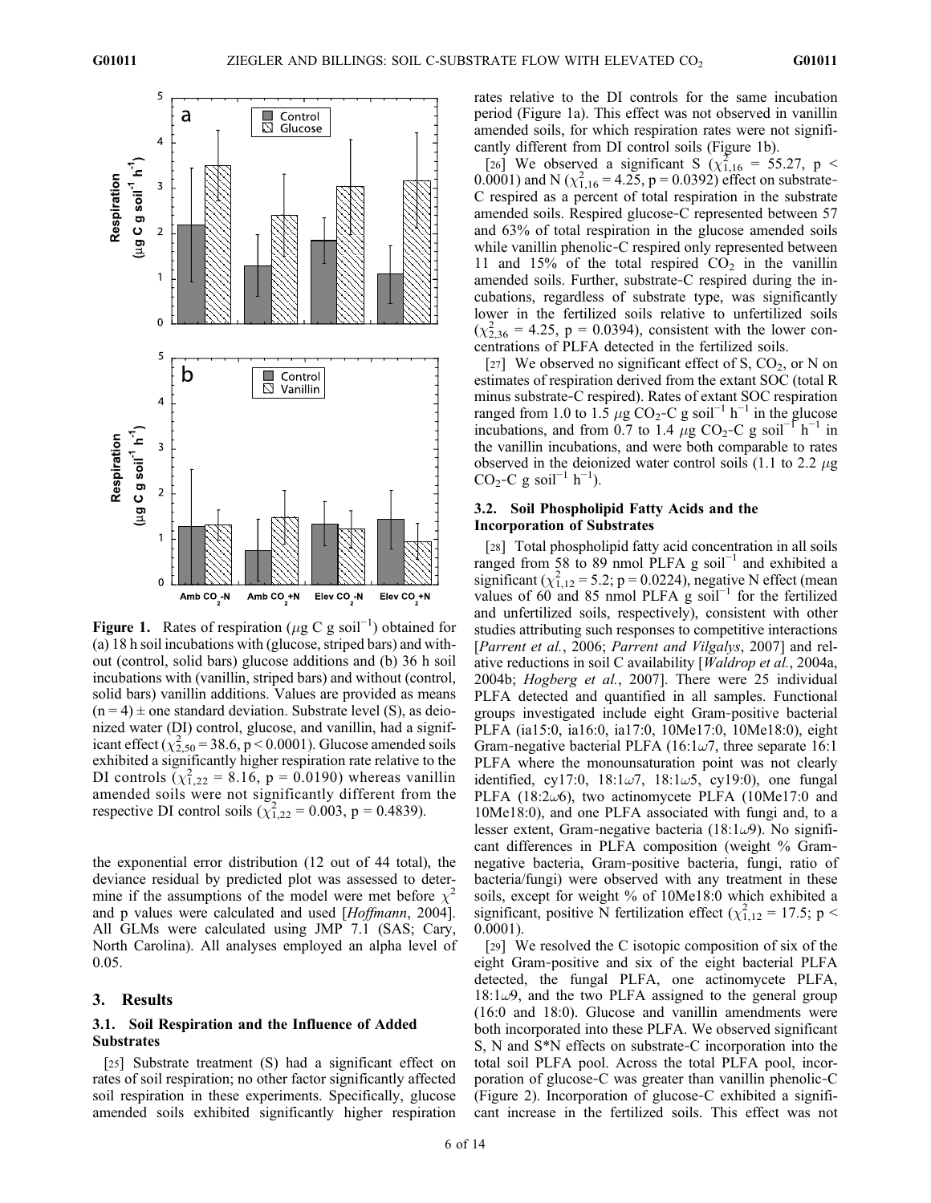**Figure 1.** Rates of respiration ($\mu$g C g soil$^{-1}$) obtained for (a) 18 h soil incubations with (glucose, striped bars) and without (control, solid bars) glucose additions and (b) 36 h soil incubations with (vanillin, striped bars) and without (control, solid bars) vanillin additions. Values are provided as means (n = 4) ± one standard deviation. Substrate level (S), as deionized water (DI) control, glucose, and vanillin, had a significant effect ($\chi^2_{2,50}$ = 38.6, p < 0.0001). Glucose amended soils exhibited a significantly higher respiration rate relative to the DI controls ($\chi^2_{1,22}$ = 8.16, p = 0.0190) whereas vanillin amended soils were not significantly different from the respective DI control soils ($\chi^2_{1,22}$ = 0.003, p = 0.4839).

the exponential error distribution (12 out of 44 total), the deviance residual by predicted plot was assessed to determine if the assumptions of the model were met before $\chi^2$ and p values were calculated and used [*Hoffmann*, 2004]. All GLMs were calculated using JMP 7.1 (SAS; Cary, North Carolina). All analyses employed an alpha level of 0.05.

## 3. Results

### 3.1. Soil Respiration and the Influence of Added Substrates

[25] Substrate treatment (S) had a significant effect on rates of soil respiration; no other factor significantly affected soil respiration in these experiments. Specifically, glucose amended soils exhibited significantly higher respiration rates relative to the DI controls for the same incubation period (Figure 1a). This effect was not observed in vanillin amended soils, for which respiration rates were not significantly different from DI control soils (Figure 1b).

[26] We observed a significant S ($\chi^2_{1,16}$ = 55.27, p < 0.0001) and N ($\chi^2_{1,16}$ = 4.25, p = 0.0392) effect on substrate-C respired as a percent of total respiration in the substrate amended soils. Respired glucose-C represented between 57 and 63% of total respiration in the glucose amended soils while vanillin phenolic-C respired only represented between 11 and 15% of the total respired $CO_2$ in the vanillin amended soils. Further, substrate-C respired during the incubations, regardless of substrate type, was significantly lower in the fertilized soils relative to unfertilized soils ($\chi^2_{2,36}$ = 4.25, p = 0.0394), consistent with the lower concentrations of PLFA detected in the fertilized soils.

[27] We observed no significant effect of S, $CO_2$, or N on estimates of respiration derived from the extant SOC (total R minus substrate-C respired). Rates of extant SOC respiration ranged from 1.0 to 1.5 $\mu$g $CO_2$-C g soil$^{-1}$ h$^{-1}$ in the glucose incubations, and from 0.7 to 1.4 $\mu$g $CO_2$-C g soil$^{-1}$ h$^{-1}$ in the vanillin incubations, and were both comparable to rates observed in the deionized water control soils (1.1 to 2.2 $\mu$g $CO_2$-C g soil$^{-1}$ h$^{-1}$).

### 3.2. Soil Phospholipid Fatty Acids and the Incorporation of Substrates

[28] Total phospholipid fatty acid concentration in all soils ranged from 58 to 89 nmol PLFA g soil$^{-1}$ and exhibited a significant ($\chi^2_{1,12}$ = 5.2; p = 0.0224), negative N effect (mean values of 60 and 85 nmol PLFA g soil$^{-1}$ for the fertilized and unfertilized soils, respectively), consistent with other studies attributing such responses to competitive interactions [*Parrent et al.*, 2006; *Parrent and Vilgalys*, 2007] and relative reductions in soil C availability [*Waldrop et al.*, 2004a, 2004b; *Hogberg et al.*, 2007]. There were 25 individual PLFA detected and quantified in all samples. Functional groups investigated include eight Gram-positive bacterial PLFA (ia15:0, ia16:0, ia17:0, 10Me17:0, 10Me18:0), eight Gram-negative bacterial PLFA (16:1$\omega$7, three separate 16:1 PLFA where the monounsaturation point was not clearly identified, cy17:0, 18:1$\omega$7, 18:1$\omega$5, cy19:0), one fungal PLFA (18:2$\omega$6), two actinomycete PLFA (10Me17:0 and 10Me18:0), and one PLFA associated with fungi and, to a lesser extent, Gram-negative bacteria (18:1$\omega$9). No significant differences in PLFA composition (weight % Gram-negative bacteria, Gram-positive bacteria, fungi, ratio of bacteria/fungi) were observed with any treatment in these soils, except for weight % of 10Me18:0 which exhibited a significant, positive N fertilization effect ($\chi^2_{1,12}$ = 17.5; p < 0.0001).

[29] We resolved the C isotopic composition of six of the eight Gram-positive and six of the eight bacterial PLFA detected, the fungal PLFA, one actinomycete PLFA, 18:1$\omega$9, and the two PLFA assigned to the general group (16:0 and 18:0). Glucose and vanillin amendments were both incorporated into these PLFA. We observed significant S, N and S*N effects on substrate-C incorporation into the total soil PLFA pool. Across the total PLFA pool, incorporation of glucose-C was greater than vanillin phenolic-C (Figure 2). Incorporation of glucose-C exhibited a significant increase in the fertilized soils. This effect was not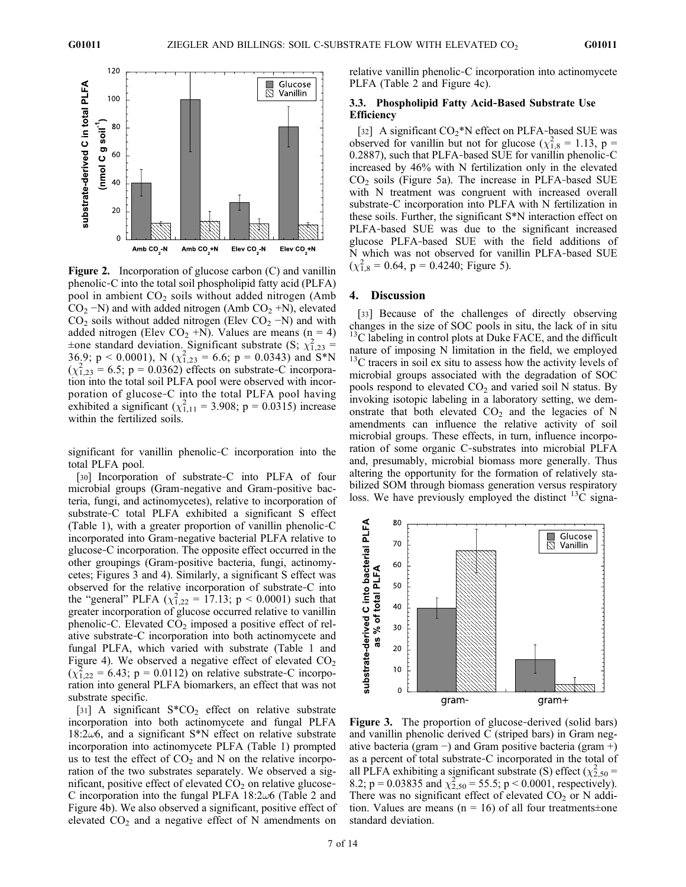**Figure 2.** Incorporation of glucose carbon (C) and vanillin phenolic-C into the total soil phospholipid fatty acid (PLFA) pool in ambient $CO_2$ soils without added nitrogen (Amb $CO_2$ −N) and with added nitrogen (Amb $CO_2$ +N), elevated $CO_2$ soils without added nitrogen (Elev $CO_2$ −N) and with added nitrogen (Elev $CO_2$ +N). Values are means (n = 4) ±one standard deviation. Significant substrate (S; $\chi^2_{1,23}$ = 36.9; p < 0.0001), N ($\chi^2_{1,23}$ = 6.6; p = 0.0343) and S*N ($\chi^2_{1,23}$ = 6.5; p = 0.0362) effects on substrate-C incorporation into the total soil PLFA pool were observed with incorporation of glucose-C into the total PLFA pool having exhibited a significant ($\chi^2_{1,11}$ = 3.908; p = 0.0315) increase within the fertilized soils.

significant for vanillin phenolic-C incorporation into the total PLFA pool.

[30] Incorporation of substrate-C into PLFA of four microbial groups (Gram-negative and Gram-positive bacteria, fungi, and actinomycetes), relative to incorporation of substrate-C total PLFA exhibited a significant S effect (Table 1), with a greater proportion of vanillin phenolic-C incorporated into Gram-negative bacterial PLFA relative to glucose-C incorporation. The opposite effect occurred in the other groupings (Gram-positive bacteria, fungi, actinomycetes; Figures 3 and 4). Similarly, a significant S effect was observed for the relative incorporation of substrate-C into the "general" PLFA ($\chi^2_{1,22}$ = 17.13; p < 0.0001) such that greater incorporation of glucose occurred relative to vanillin phenolic-C. Elevated $CO_2$ imposed a positive effect of relative substrate-C incorporation into both actinomycete and fungal PLFA, which varied with substrate (Table 1 and Figure 4). We observed a negative effect of elevated $CO_2$ ($\chi^2_{1,22}$ = 6.43; p = 0.0112) on relative substrate-C incorporation into general PLFA biomarkers, an effect that was not substrate specific.

[31] A significant S*$CO_2$ effect on relative substrate incorporation into both actinomycete and fungal PLFA 18:2ω6, and a significant S*N effect on relative substrate incorporation into actinomycete PLFA (Table 1) prompted us to test the effect of $CO_2$ and N on the relative incorporation of the two substrates separately. We observed a significant, positive effect of elevated $CO_2$ on relative glucose-C incorporation into the fungal PLFA 18:2ω6 (Table 2 and Figure 4b). We also observed a significant, positive effect of elevated $CO_2$ and a negative effect of N amendments on relative vanillin phenolic-C incorporation into actinomycete PLFA (Table 2 and Figure 4c).

### 3.3. Phospholipid Fatty Acid-Based Substrate Use Efficiency

[32] A significant $CO_2$*N effect on PLFA-based SUE was observed for vanillin but not for glucose ($\chi^2_{1,8}$ = 1.13, p = 0.2887), such that PLFA-based SUE for vanillin phenolic-C increased by 46% with N fertilization only in the elevated $CO_2$ soils (Figure 5a). The increase in PLFA-based SUE with N treatment was congruent with increased overall substrate-C incorporation into PLFA with N fertilization in these soils. Further, the significant S*N interaction effect on PLFA-based SUE was due to the significant increased glucose PLFA-based SUE with the field additions of N which was not observed for vanillin PLFA-based SUE ($\chi^2_{1,8}$ = 0.64, p = 0.4240; Figure 5).

## 4. Discussion

[33] Because of the challenges of directly observing changes in the size of SOC pools in situ, the lack of in situ $^{13}C$ labeling in control plots at Duke FACE, and the difficult nature of imposing N limitation in the field, we employed $^{13}C$ tracers in soil ex situ to assess how the activity levels of microbial groups associated with the degradation of SOC pools respond to elevated $CO_2$ and varied soil N status. By invoking isotopic labeling in a laboratory setting, we demonstrate that both elevated $CO_2$ and the legacies of N amendments can influence the relative activity of soil microbial groups. These effects, in turn, influence incorporation of some organic C-substrates into microbial PLFA and, presumably, microbial biomass more generally. Thus altering the opportunity for the formation of relatively stabilized SOM through biomass generation versus respiratory loss. We have previously employed the distinct $^{13}C$ signa-

**Figure 3.** The proportion of glucose-derived (solid bars) and vanillin phenolic derived C (striped bars) in Gram negative bacteria (gram −) and Gram positive bacteria (gram +) as a percent of total substrate-C incorporated in the total of all PLFA exhibiting a significant substrate (S) effect ($\chi^2_{2,50}$ = 8.2; p = 0.03835 and $\chi^2_{2,50}$ = 55.5; p < 0.0001, respectively). There was no significant effect of elevated $CO_2$ or N addition. Values are means (n = 16) of all four treatments±one standard deviation.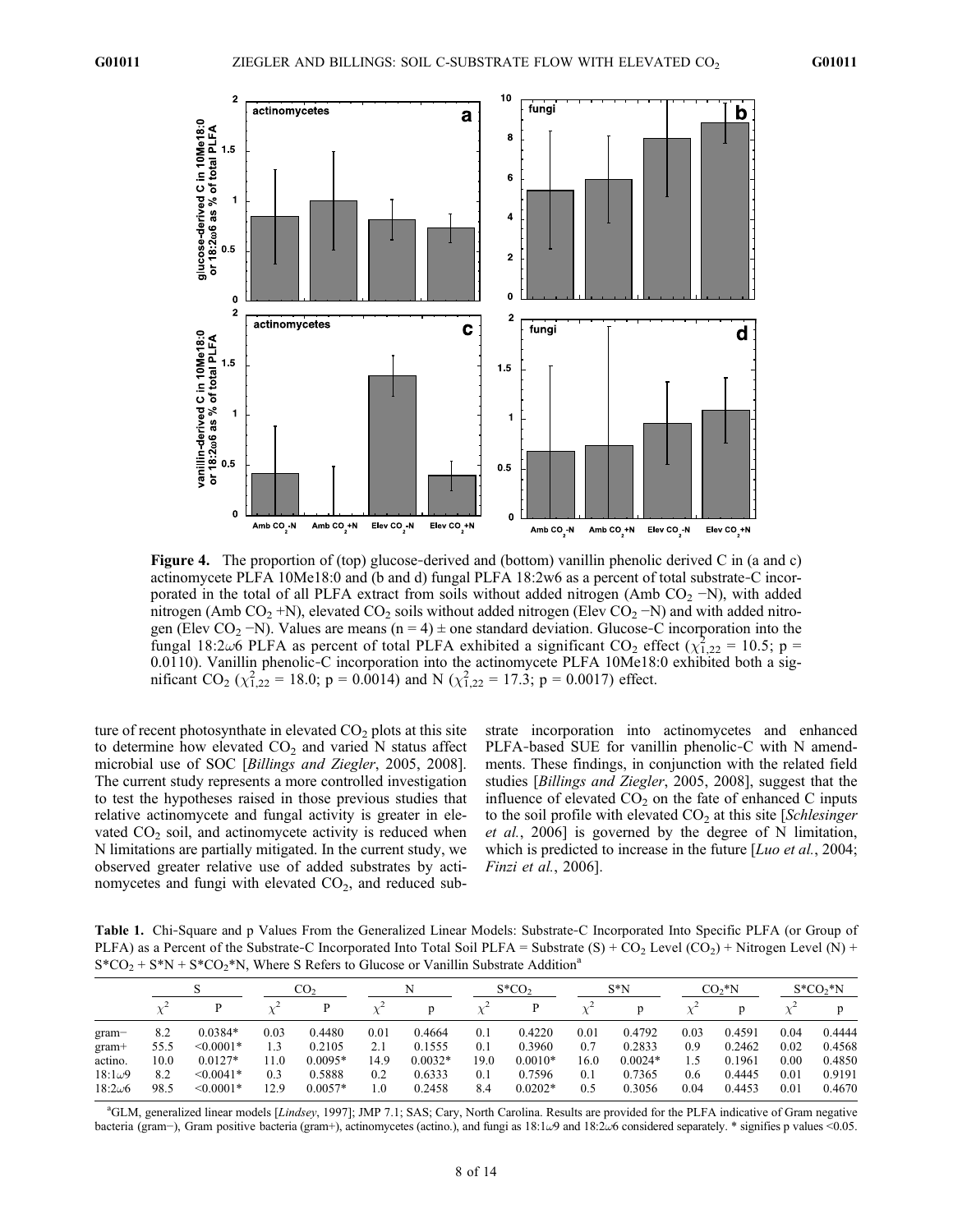**Figure 4.** The proportion of (top) glucose-derived and (bottom) vanillin phenolic derived C in (a and c) actinomycete PLFA 10Me18:0 and (b and d) fungal PLFA 18:2w6 as a percent of total substrate-C incorporated in the total of all PLFA extract from soils without added nitrogen (Amb $CO_2$ −N), with added nitrogen (Amb $CO_2$ +N), elevated $CO_2$ soils without added nitrogen (Elev $CO_2$ −N) and with added nitrogen (Elev $CO_2$ −N). Values are means (n = 4) ± one standard deviation. Glucose-C incorporation into the fungal 18:2ω6 PLFA as percent of total PLFA exhibited a significant $CO_2$ effect ($\chi^2_{1,22}$ = 10.5; p = 0.0110). Vanillin phenolic-C incorporation into the actinomycete PLFA 10Me18:0 exhibited both a significant $CO_2$ ($\chi^2_{1,22}$ = 18.0; p = 0.0014) and N ($\chi^2_{1,22}$ = 17.3; p = 0.0017) effect.

ture of recent photosynthate in elevated $CO_2$ plots at this site to determine how elevated $CO_2$ and varied N status affect microbial use of SOC [*Billings and Ziegler*, 2005, 2008]. The current study represents a more controlled investigation to test the hypotheses raised in those previous studies that relative actinomycete and fungal activity is greater in elevated $CO_2$ soil, and actinomycete activity is reduced when N limitations are partially mitigated. In the current study, we observed greater relative use of added substrates by actinomycetes and fungi with elevated $CO_2$, and reduced substrate incorporation into actinomycetes and enhanced PLFA-based SUE for vanillin phenolic-C with N amendments. These findings, in conjunction with the related field studies [*Billings and Ziegler*, 2005, 2008], suggest that the influence of elevated $CO_2$ on the fate of enhanced C inputs to the soil profile with elevated $CO_2$ at this site [*Schlesinger et al.*, 2006] is governed by the degree of N limitation, which is predicted to increase in the future [*Luo et al.*, 2004; *Finzi et al.*, 2006].

**Table 1.** Chi-Square and p Values From the Generalized Linear Models: Substrate-C Incorporated Into Specific PLFA (or Group of PLFA) as a Percent of the Substrate-C Incorporated Into Total Soil PLFA = Substrate (S) + $CO_2$ Level ($CO_2$) + Nitrogen Level (N) + S*$CO_2$ + S*N + S*$CO_2$*N, Where S Refers to Glucose or Vanillin Substrate Addition[a]

| | S | | $CO_2$ | | N | | S*$CO_2$ | | S*N | | $CO_2$*N | | S*$CO_2$*N | |
|---|---|---|---|---|---|---|---|---|---|---|---|---|---|---|
| | $\chi^2$ | P | $\chi^2$ | P | $\chi^2$ | p | $\chi^2$ | P | $\chi^2$ | p | $\chi^2$ | p | $\chi^2$ | p |
| gram− | 8.2 | 0.0384* | 0.03 | 0.4480 | 0.01 | 0.4664 | 0.1 | 0.4220 | 0.01 | 0.4792 | 0.03 | 0.4591 | 0.04 | 0.4444 |
| gram+ | 55.5 | <0.0001* | 1.3 | 0.2105 | 2.1 | 0.1555 | 0.1 | 0.3960 | 0.7 | 0.2833 | 0.9 | 0.2462 | 0.02 | 0.4568 |
| actino. | 10.0 | 0.0127* | 11.0 | 0.0095* | 14.9 | 0.0032* | 19.0 | 0.0010* | 16.0 | 0.0024* | 1.5 | 0.1961 | 0.00 | 0.4850 |
| 18:1ω9 | 8.2 | <0.0041* | 0.3 | 0.5888 | 0.2 | 0.6333 | 0.1 | 0.7596 | 0.1 | 0.7365 | 0.6 | 0.4445 | 0.01 | 0.9191 |
| 18:2ω6 | 98.5 | <0.0001* | 12.9 | 0.0057* | 1.0 | 0.2458 | 8.4 | 0.0202* | 0.5 | 0.3056 | 0.04 | 0.4453 | 0.01 | 0.4670 |

[a]GLM, generalized linear models [*Lindsey*, 1997]; JMP 7.1; SAS; Cary, North Carolina. Results are provided for the PLFA indicative of Gram negative bacteria (gram−), Gram positive bacteria (gram+), actinomycetes (actino.), and fungi as 18:1ω9 and 18:2ω6 considered separately. * signifies p values <0.05.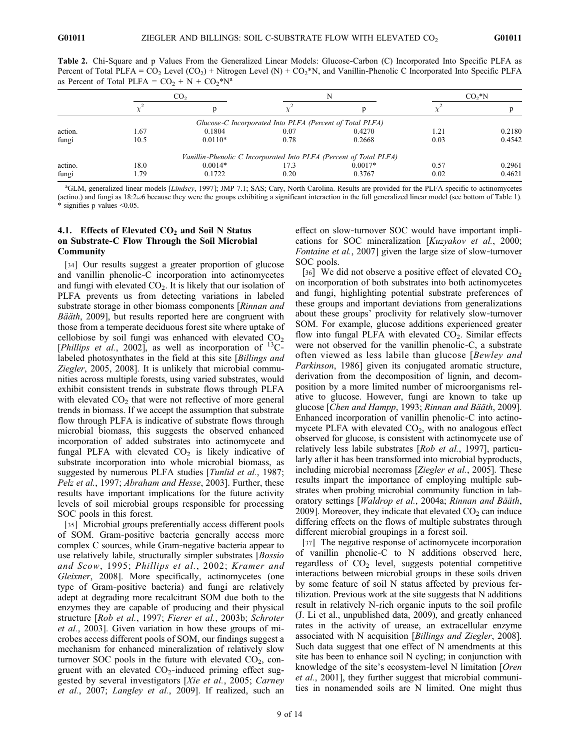**Table 2.** Chi-Square and p Values From the Generalized Linear Models: Glucose-Carbon (C) Incorporated Into Specific PLFA as Percent of Total PLFA = $CO_2$ Level ($CO_2$) + Nitrogen Level (N) + $CO_2$\*N, and Vanillin-Phenolic C Incorporated Into Specific PLFA as Percent of Total PLFA = $CO_2$ + N + $CO_2$\*N[a]

| | $CO_2$ | | N | | $CO_2$\*N | |
|---|---|---|---|---|---|---|
| | $\chi^2$ | p | $\chi^2$ | p | $\chi^2$ | p |
| *Glucose-C Incorporated Into PLFA (Percent of Total PLFA)* | | | | | | |
| action. | 1.67 | 0.1804 | 0.07 | 0.4270 | 1.21 | 0.2180 |
| fungi | 10.5 | 0.0110* | 0.78 | 0.2668 | 0.03 | 0.4542 |
| *Vanillin-Phenolic C Incorporated Into PLFA (Percent of Total PLFA)* | | | | | | |
| actino. | 18.0 | 0.0014* | 17.3 | 0.0017* | 0.57 | 0.2961 |
| fungi | 1.79 | 0.1722 | 0.20 | 0.3767 | 0.02 | 0.4621 |

[a]GLM, generalized linear models [*Lindsey*, 1997]; JMP 7.1; SAS; Cary, North Carolina. Results are provided for the PLFA specific to actinomycetes (actino.) and fungi as 18:2ω6 because they were the groups exhibiting a significant interaction in the full generalized linear model (see bottom of Table 1). * signifies p values <0.05.

### 4.1. Effects of Elevated $CO_2$ and Soil N Status on Substrate-C Flow Through the Soil Microbial Community

[34] Our results suggest a greater proportion of glucose and vanillin phenolic-C incorporation into actinomycetes and fungi with elevated $CO_2$. It is likely that our isolation of PLFA prevents us from detecting variations in labeled substrate storage in other biomass components [*Rinnan and Bååth*, 2009], but results reported here are congruent with those from a temperate deciduous forest site where uptake of cellobiose by soil fungi was enhanced with elevated $CO_2$ [*Phillips et al.*, 2002], as well as incorporation of $^{13}C$-labeled photosynthates in the field at this site [*Billings and Ziegler*, 2005, 2008]. It is unlikely that microbial communities across multiple forests, using varied substrates, would exhibit consistent trends in substrate flows through PLFA with elevated $CO_2$ that were not reflective of more general trends in biomass. If we accept the assumption that substrate flow through PLFA is indicative of substrate flows through microbial biomass, this suggests the observed enhanced incorporation of added substrates into actinomycete and fungal PLFA with elevated $CO_2$ is likely indicative of substrate incorporation into whole microbial biomass, as suggested by numerous PLFA studies [*Tunlid et al.*, 1987; *Pelz et al.*, 1997; *Abraham and Hesse*, 2003]. Further, these results have important implications for the future activity levels of soil microbial groups responsible for processing SOC pools in this forest.

[35] Microbial groups preferentially access different pools of SOM. Gram-positive bacteria generally access more complex C sources, while Gram-negative bacteria appear to use relatively labile, structurally simpler substrates [*Bossio and Scow*, 1995; *Phillips et al.*, 2002; *Kramer and Gleixner*, 2008]. More specifically, actinomycetes (one type of Gram-positive bacteria) and fungi are relatively adept at degrading more recalcitrant SOM due both to the enzymes they are capable of producing and their physical structure [*Rob et al.*, 1997; *Fierer et al.*, 2003b; *Schroter et al.*, 2003]. Given variation in how these groups of microbes access different pools of SOM, our findings suggest a mechanism for enhanced mineralization of relatively slow turnover SOC pools in the future with elevated $CO_2$, congruent with an elevated $CO_2$-induced priming effect suggested by several investigators [*Xie et al.*, 2005; *Carney et al.*, 2007; *Langley et al.*, 2009]. If realized, such an effect on slow-turnover SOC would have important implications for SOC mineralization [*Kuzyakov et al.*, 2000; *Fontaine et al.*, 2007] given the large size of slow-turnover SOC pools.

[36] We did not observe a positive effect of elevated $CO_2$ on incorporation of both substrates into both actinomycetes and fungi, highlighting potential substrate preferences of these groups and important deviations from generalizations about these groups' proclivity for relatively slow-turnover SOM. For example, glucose additions experienced greater flow into fungal PLFA with elevated $CO_2$. Similar effects were not observed for the vanillin phenolic-C, a substrate often viewed as less labile than glucose [*Bewley and Parkinson*, 1986] given its conjugated aromatic structure, derivation from the decomposition of lignin, and decomposition by a more limited number of microorganisms relative to glucose. However, fungi are known to take up glucose [*Chen and Hampp*, 1993; *Rinnan and Bååth*, 2009]. Enhanced incorporation of vanillin phenolic-C into actinomycete PLFA with elevated $CO_2$, with no analogous effect observed for glucose, is consistent with actinomycete use of relatively less labile substrates [*Rob et al.*, 1997], particularly after it has been transformed into microbial byproducts, including microbial necromass [*Ziegler et al.*, 2005]. These results impart the importance of employing multiple substrates when probing microbial community function in laboratory settings [*Waldrop et al.*, 2004a; *Rinnan and Bååth*, 2009]. Moreover, they indicate that elevated $CO_2$ can induce differing effects on the flows of multiple substrates through different microbial groupings in a forest soil.

[37] The negative response of actinomycete incorporation of vanillin phenolic-C to N additions observed here, regardless of $CO_2$ level, suggests potential competitive interactions between microbial groups in these soils driven by some feature of soil N status affected by previous fertilization. Previous work at the site suggests that N additions result in relatively N-rich organic inputs to the soil profile (J. Li et al., unpublished data, 2009), and greatly enhanced rates in the activity of urease, an extracellular enzyme associated with N acquisition [*Billings and Ziegler*, 2008]. Such data suggest that one effect of N amendments at this site has been to enhance soil N cycling; in conjunction with knowledge of the site's ecosystem-level N limitation [*Oren et al.*, 2001], they further suggest that microbial communities in nonamended soils are N limited. One might thus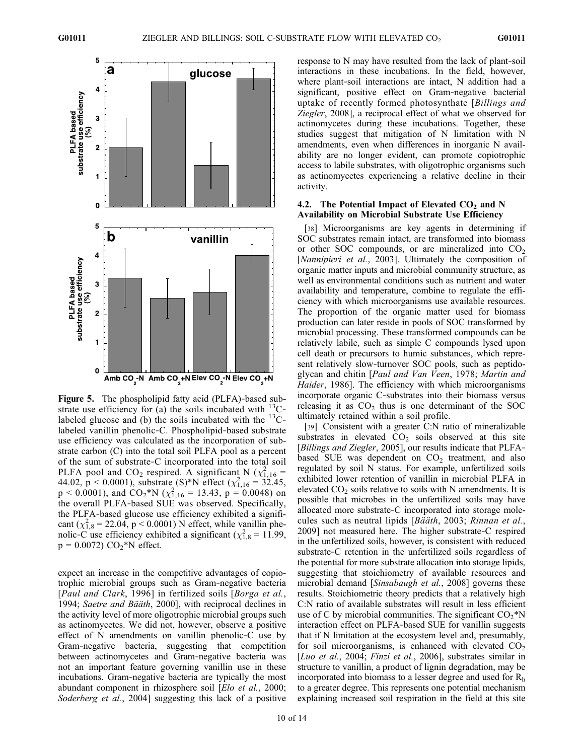**Figure 5.** The phospholipid fatty acid (PLFA)-based substrate use efficiency for (a) the soils incubated with $^{13}$C-labeled glucose and (b) the soils incubated with the $^{13}$C-labeled vanillin phenolic-C. Phospholipid-based substrate use efficiency was calculated as the incorporation of substrate carbon (C) into the total soil PLFA pool as a percent of the sum of substrate-C incorporated into the total soil PLFA pool and $CO_2$ respired. A significant N ($\chi^2_{1,16}$ = 44.02, $p < 0.0001$), substrate (S)*N effect ($\chi^2_{1,16}$ = 32.45, $p < 0.0001$), and $CO_2$*N ($\chi^2_{1,16}$ = 13.43, $p = 0.0048$) on the overall PLFA-based SUE was observed. Specifically, the PLFA-based glucose use efficiency exhibited a significant ($\chi^2_{1,8}$ = 22.04, $p < 0.0001$) N effect, while vanillin phenolic-C use efficiency exhibited a significant ($\chi^2_{1,8}$ = 11.99, $p = 0.0072$) $CO_2$*N effect.

expect an increase in the competitive advantages of copiotrophic microbial groups such as Gram-negative bacteria [*Paul and Clark*, 1996] in fertilized soils [*Borga et al.*, 1994; *Saetre and Bääth*, 2000], with reciprocal declines in the activity level of more oligotrophic microbial groups such as actinomycetes. We did not, however, observe a positive effect of N amendments on vanillin phenolic-C use by Gram-negative bacteria, suggesting that competition between actinomycetes and Gram-negative bacteria was not an important feature governing vanillin use in these incubations. Gram-negative bacteria are typically the most abundant component in rhizosphere soil [*Elo et al.*, 2000; *Soderberg et al.*, 2004] suggesting this lack of a positive response to N may have resulted from the lack of plant-soil interactions in these incubations. In the field, however, where plant-soil interactions are intact, N addition had a significant, positive effect on Gram-negative bacterial uptake of recently formed photosynthate [*Billings and Ziegler*, 2008], a reciprocal effect of what we observed for actinomycetes during these incubations. Together, these studies suggest that mitigation of N limitation with N amendments, even when differences in inorganic N availability are no longer evident, can promote copiotrophic access to labile substrates, with oligotrophic organisms such as actinomycetes experiencing a relative decline in their activity.

### 4.2. The Potential Impact of Elevated $CO_2$ and N Availability on Microbial Substrate Use Efficiency

[38] Microorganisms are key agents in determining if SOC substrates remain intact, are transformed into biomass or other SOC compounds, or are mineralized into $CO_2$ [*Nannipieri et al.*, 2003]. Ultimately the composition of organic matter inputs and microbial community structure, as well as environmental conditions such as nutrient and water availability and temperature, combine to regulate the efficiency with which microorganisms use available resources. The proportion of the organic matter used for biomass production can later reside in pools of SOC transformed by microbial processing. These transformed compounds can be relatively labile, such as simple C compounds lysed upon cell death or precursors to humic substances, which represent relatively slow-turnover SOC pools, such as peptidoglycan and chitin [*Paul and Van Veen*, 1978; *Martin and Haider*, 1986]. The efficiency with which microorganisms incorporate organic C-substrates into their biomass versus releasing it as $CO_2$ thus is one determinant of the SOC ultimately retained within a soil profile.

[39] Consistent with a greater C:N ratio of mineralizable substrates in elevated $CO_2$ soils observed at this site [*Billings and Ziegler*, 2005], our results indicate that PLFA-based SUE was dependent on $CO_2$ treatment, and also regulated by soil N status. For example, unfertilized soils exhibited lower retention of vanillin in microbial PLFA in elevated $CO_2$ soils relative to soils with N amendments. It is possible that microbes in the unfertilized soils may have allocated more substrate-C incorporated into storage molecules such as neutral lipids [*Bääth*, 2003; *Rinnan et al.*, 2009] not measured here. The higher substrate-C respired in the unfertilized soils, however, is consistent with reduced substrate-C retention in the unfertilized soils regardless of the potential for more substrate allocation into storage lipids, suggesting that stoichiometry of available resources and microbial demand [*Sinsabaugh et al.*, 2008] governs these results. Stoichiometric theory predicts that a relatively high C:N ratio of available substrates will result in less efficient use of C by microbial communities. The significant $CO_2$*N interaction effect on PLFA-based SUE for vanillin suggests that if N limitation at the ecosystem level and, presumably, for soil microorganisms, is enhanced with elevated $CO_2$ [*Luo et al.*, 2004; *Finzi et al.*, 2006], substrates similar in structure to vanillin, a product of lignin degradation, may be incorporated into biomass to a lesser degree and used for $R_h$ to a greater degree. This represents one potential mechanism explaining increased soil respiration in the field at this site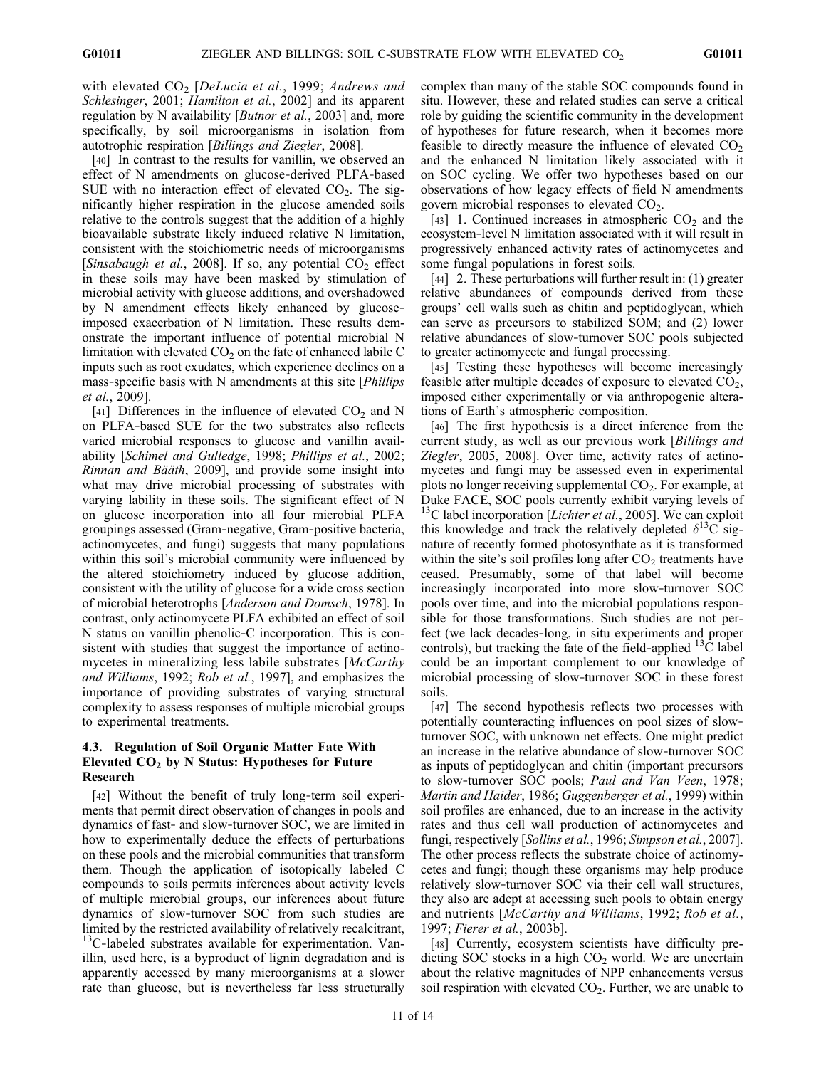with elevated $CO_2$ [*DeLucia et al.*, 1999; *Andrews and Schlesinger*, 2001; *Hamilton et al.*, 2002] and its apparent regulation by N availability [*Butnor et al.*, 2003] and, more specifically, by soil microorganisms in isolation from autotrophic respiration [*Billings and Ziegler*, 2008].

[40] In contrast to the results for vanillin, we observed an effect of N amendments on glucose-derived PLFA-based SUE with no interaction effect of elevated $CO_2$. The significantly higher respiration in the glucose amended soils relative to the controls suggest that the addition of a highly bioavailable substrate likely induced relative N limitation, consistent with the stoichiometric needs of microorganisms [*Sinsabaugh et al.*, 2008]. If so, any potential $CO_2$ effect in these soils may have been masked by stimulation of microbial activity with glucose additions, and overshadowed by N amendment effects likely enhanced by glucose-imposed exacerbation of N limitation. These results demonstrate the important influence of potential microbial N limitation with elevated $CO_2$ on the fate of enhanced labile C inputs such as root exudates, which experience declines on a mass-specific basis with N amendments at this site [*Phillips et al.*, 2009].

[41] Differences in the influence of elevated $CO_2$ and N on PLFA-based SUE for the two substrates also reflects varied microbial responses to glucose and vanillin availability [*Schimel and Gulledge*, 1998; *Phillips et al.*, 2002; *Rinnan and Bååth*, 2009], and provide some insight into what may drive microbial processing of substrates with varying lability in these soils. The significant effect of N on glucose incorporation into all four microbial PLFA groupings assessed (Gram-negative, Gram-positive bacteria, actinomycetes, and fungi) suggests that many populations within this soil's microbial community were influenced by the altered stoichiometry induced by glucose addition, consistent with the utility of glucose for a wide cross section of microbial heterotrophs [*Anderson and Domsch*, 1978]. In contrast, only actinomycete PLFA exhibited an effect of soil N status on vanillin phenolic-C incorporation. This is consistent with studies that suggest the importance of actinomycetes in mineralizing less labile substrates [*McCarthy and Williams*, 1992; *Rob et al.*, 1997], and emphasizes the importance of providing substrates of varying structural complexity to assess responses of multiple microbial groups to experimental treatments.

### 4.3. Regulation of Soil Organic Matter Fate With Elevated $CO_2$ by N Status: Hypotheses for Future Research

[42] Without the benefit of truly long-term soil experiments that permit direct observation of changes in pools and dynamics of fast- and slow-turnover SOC, we are limited in how to experimentally deduce the effects of perturbations on these pools and the microbial communities that transform them. Though the application of isotopically labeled C compounds to soils permits inferences about activity levels of multiple microbial groups, our inferences about future dynamics of slow-turnover SOC from such studies are limited by the restricted availability of relatively recalcitrant, $^{13}C$-labeled substrates available for experimentation. Vanillin, used here, is a byproduct of lignin degradation and is apparently accessed by many microorganisms at a slower rate than glucose, but is nevertheless far less structurally complex than many of the stable SOC compounds found in situ. However, these and related studies can serve a critical role by guiding the scientific community in the development of hypotheses for future research, when it becomes more feasible to directly measure the influence of elevated $CO_2$ and the enhanced N limitation likely associated with it on SOC cycling. We offer two hypotheses based on our observations of how legacy effects of field N amendments govern microbial responses to elevated $CO_2$.

[43] 1. Continued increases in atmospheric $CO_2$ and the ecosystem-level N limitation associated with it will result in progressively enhanced activity rates of actinomycetes and some fungal populations in forest soils.

[44] 2. These perturbations will further result in: (1) greater relative abundances of compounds derived from these groups' cell walls such as chitin and peptidoglycan, which can serve as precursors to stabilized SOM; and (2) lower relative abundances of slow-turnover SOC pools subjected to greater actinomycete and fungal processing.

[45] Testing these hypotheses will become increasingly feasible after multiple decades of exposure to elevated $CO_2$, imposed either experimentally or via anthropogenic alterations of Earth's atmospheric composition.

[46] The first hypothesis is a direct inference from the current study, as well as our previous work [*Billings and Ziegler*, 2005, 2008]. Over time, activity rates of actinomycetes and fungi may be assessed even in experimental plots no longer receiving supplemental $CO_2$. For example, at Duke FACE, SOC pools currently exhibit varying levels of $^{13}C$ label incorporation [*Lichter et al.*, 2005]. We can exploit this knowledge and track the relatively depleted $\delta^{13}C$ signature of recently formed photosynthate as it is transformed within the site's soil profiles long after $CO_2$ treatments have ceased. Presumably, some of that label will become increasingly incorporated into more slow-turnover SOC pools over time, and into the microbial populations responsible for those transformations. Such studies are not perfect (we lack decades-long, in situ experiments and proper controls), but tracking the fate of the field-applied $^{13}C$ label could be an important complement to our knowledge of microbial processing of slow-turnover SOC in these forest soils.

[47] The second hypothesis reflects two processes with potentially counteracting influences on pool sizes of slow-turnover SOC, with unknown net effects. One might predict an increase in the relative abundance of slow-turnover SOC as inputs of peptidoglycan and chitin (important precursors to slow-turnover SOC pools; *Paul and Van Veen*, 1978; *Martin and Haider*, 1986; *Guggenberger et al.*, 1999) within soil profiles are enhanced, due to an increase in the activity rates and thus cell wall production of actinomycetes and fungi, respectively [*Sollins et al.*, 1996; *Simpson et al.*, 2007]. The other process reflects the substrate choice of actinomycetes and fungi; though these organisms may help produce relatively slow-turnover SOC via their cell wall structures, they also are adept at accessing such pools to obtain energy and nutrients [*McCarthy and Williams*, 1992; *Rob et al.*, 1997; *Fierer et al.*, 2003b].

[48] Currently, ecosystem scientists have difficulty predicting SOC stocks in a high $CO_2$ world. We are uncertain about the relative magnitudes of NPP enhancements versus soil respiration with elevated $CO_2$. Further, we are unable to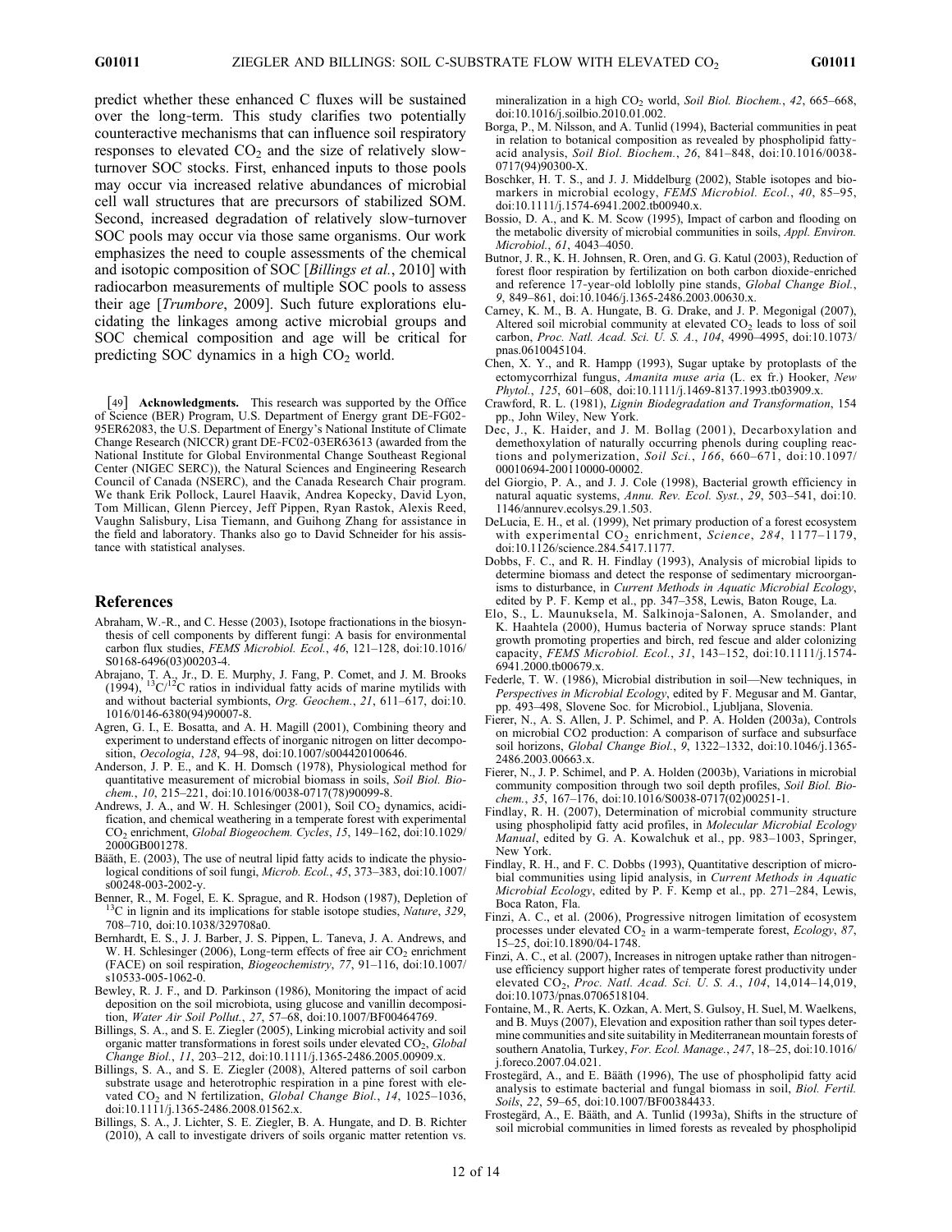predict whether these enhanced C fluxes will be sustained over the long-term. This study clarifies two potentially counteractive mechanisms that can influence soil respiratory responses to elevated $CO_2$ and the size of relatively slow-turnover SOC stocks. First, enhanced inputs to those pools may occur via increased relative abundances of microbial cell wall structures that are precursors of stabilized SOM. Second, increased degradation of relatively slow-turnover SOC pools may occur via those same organisms. Our work emphasizes the need to couple assessments of the chemical and isotopic composition of SOC [*Billings et al.*, 2010] with radiocarbon measurements of multiple SOC pools to assess their age [*Trumbore*, 2009]. Such future explorations elucidating the linkages among active microbial groups and SOC chemical composition and age will be critical for predicting SOC dynamics in a high $CO_2$ world.

[49] **Acknowledgments.** This research was supported by the Office of Science (BER) Program, U.S. Department of Energy grant DE-FG02-95ER62083, the U.S. Department of Energy's National Institute of Climate Change Research (NICCR) grant DE-FC02-03ER63613 (awarded from the National Institute for Global Environmental Change Southeast Regional Center (NIGEC SERC)), the Natural Sciences and Engineering Research Council of Canada (NSERC), and the Canada Research Chair program. We thank Erik Pollock, Laurel Haavik, Andrea Kopecky, David Lyon, Tom Millican, Glenn Piercey, Jeff Pippen, Ryan Rastok, Alexis Reed, Vaughn Salisbury, Lisa Tiemann, and Guihong Zhang for assistance in the field and laboratory. Thanks also go to David Schneider for his assistance with statistical analyses.

## References

Abraham, W.-R., and C. Hesse (2003), Isotope fractionations in the biosynthesis of cell components by different fungi: A basis for environmental carbon flux studies, *FEMS Microbiol. Ecol.*, *46*, 121–128, doi:10.1016/S0168-6496(03)00203-4.

Abrajano, T. A., Jr., D. E. Murphy, J. Fang, P. Comet, and J. M. Brooks (1994), $^{13}C/^{12}C$ ratios in individual fatty acids of marine mytilids with and without bacterial symbionts, *Org. Geochem.*, *21*, 611–617, doi:10.1016/0146-6380(94)90007-8.

Agren, G. I., E. Bosatta, and A. H. Magill (2001), Combining theory and experiment to understand effects of inorganic nitrogen on litter decomposition, *Oecologia*, *128*, 94–98, doi:10.1007/s004420100646.

Anderson, J. P. E., and K. H. Domsch (1978), Physiological method for quantitative measurement of microbial biomass in soils, *Soil Biol. Biochem.*, *10*, 215–221, doi:10.1016/0038-0717(78)90099-8.

Andrews, J. A., and W. H. Schlesinger (2001), Soil $CO_2$ dynamics, acidification, and chemical weathering in a temperate forest with experimental $CO_2$ enrichment, *Global Biogeochem. Cycles*, *15*, 149–162, doi:10.1029/2000GB001278.

Bååth, E. (2003), The use of neutral lipid fatty acids to indicate the physiological conditions of soil fungi, *Microb. Ecol.*, *45*, 373–383, doi:10.1007/s00248-003-2002-y.

Benner, R., M. Fogel, E. K. Sprague, and R. Hodson (1987), Depletion of $^{13}C$ in lignin and its implications for stable isotope studies, *Nature*, *329*, 708–710, doi:10.1038/329708a0.

Bernhardt, E. S., J. J. Barber, J. S. Pippen, L. Taneva, J. A. Andrews, and W. H. Schlesinger (2006), Long-term effects of free air $CO_2$ enrichment (FACE) on soil respiration, *Biogeochemistry*, *77*, 91–116, doi:10.1007/s10533-005-1062-0.

Bewley, R. J. F., and D. Parkinson (1986), Monitoring the impact of acid deposition on the soil microbiota, using glucose and vanillin decomposition, *Water Air Soil Pollut.*, *27*, 57–68, doi:10.1007/BF00464769.

Billings, S. A., and S. E. Ziegler (2005), Linking microbial activity and soil organic matter transformations in forest soils under elevated $CO_2$, *Global Change Biol.*, *11*, 203–212, doi:10.1111/j.1365-2486.2005.00909.x.

Billings, S. A., and S. E. Ziegler (2008), Altered patterns of soil carbon substrate usage and heterotrophic respiration in a pine forest with elevated $CO_2$ and N fertilization, *Global Change Biol.*, *14*, 1025–1036, doi:10.1111/j.1365-2486.2008.01562.x.

Billings, S. A., J. Lichter, S. E. Ziegler, B. A. Hungate, and D. B. Richter (2010), A call to investigate drivers of soils organic matter retention vs. mineralization in a high $CO_2$ world, *Soil Biol. Biochem.*, *42*, 665–668, doi:10.1016/j.soilbio.2010.01.002.

Borga, P., M. Nilsson, and A. Tunlid (1994), Bacterial communities in peat in relation to botanical composition as revealed by phospholipid fatty-acid analysis, *Soil Biol. Biochem.*, *26*, 841–848, doi:10.1016/0038-0717(94)90300-X.

Boschker, H. T. S., and J. J. Middelburg (2002), Stable isotopes and biomarkers in microbial ecology, *FEMS Microbiol. Ecol.*, *40*, 85–95, doi:10.1111/j.1574-6941.2002.tb00940.x.

Bossio, D. A., and K. M. Scow (1995), Impact of carbon and flooding on the metabolic diversity of microbial communities in soils, *Appl. Environ. Microbiol.*, *61*, 4043–4050.

Butnor, J. R., K. H. Johnsen, R. Oren, and G. G. Katul (2003), Reduction of forest floor respiration by fertilization on both carbon dioxide-enriched and reference 17-year-old loblolly pine stands, *Global Change Biol.*, *9*, 849–861, doi:10.1046/j.1365-2486.2003.00630.x.

Carney, K. M., B. A. Hungate, B. G. Drake, and J. P. Megonigal (2007), Altered soil microbial community at elevated $CO_2$ leads to loss of soil carbon, *Proc. Natl. Acad. Sci. U. S. A.*, *104*, 4990–4995, doi:10.1073/pnas.0610045104.

Chen, X. Y., and R. Hampp (1993), Sugar uptake by protoplasts of the ectomycorrhizal fungus, *Amanita muse aria* (L. ex fr.) Hooker, *New Phytol.*, *125*, 601–608, doi:10.1111/j.1469-8137.1993.tb03909.x.

Crawford, R. L. (1981), *Lignin Biodegradation and Transformation*, 154 pp., John Wiley, New York.

Dec, J., K. Haider, and J. M. Bollag (2001), Decarboxylation and demethoxylation of naturally occurring phenols during coupling reactions and polymerization, *Soil Sci.*, *166*, 660–671, doi:10.1097/00010694-200110000-00002.

del Giorgio, P. A., and J. J. Cole (1998), Bacterial growth efficiency in natural aquatic systems, *Annu. Rev. Ecol. Syst.*, *29*, 503–541, doi:10.1146/annurev.ecolsys.29.1.503.

DeLucia, E. H., et al. (1999), Net primary production of a forest ecosystem with experimental $CO_2$ enrichment, *Science*, *284*, 1177–1179, doi:10.1126/science.284.5417.1177.

Dobbs, F. C., and R. H. Findlay (1993), Analysis of microbial lipids to determine biomass and detect the response of sedimentary microorganisms to disturbance, in *Current Methods in Aquatic Microbial Ecology*, edited by P. F. Kemp et al., pp. 347–358, Lewis, Baton Rouge, La.

Elo, S., L. Maunuksela, M. Salkinoja-Salonen, A. Smolander, and K. Haahtela (2000), Humus bacteria of Norway spruce stands: Plant growth promoting properties and birch, red fescue and alder colonizing capacity, *FEMS Microbiol. Ecol.*, *31*, 143–152, doi:10.1111/j.1574-6941.2000.tb00679.x.

Federle, T. W. (1986), Microbial distribution in soil—New techniques, in *Perspectives in Microbial Ecology*, edited by F. Megusar and M. Gantar, pp. 493–498, Slovene Soc. for Microbiol., Ljubljana, Slovenia.

Fierer, N., A. S. Allen, J. P. Schimel, and P. A. Holden (2003a), Controls on microbial CO2 production: A comparison of surface and subsurface soil horizons, *Global Change Biol.*, *9*, 1322–1332, doi:10.1046/j.1365-2486.2003.00663.x.

Fierer, N., J. P. Schimel, and P. A. Holden (2003b), Variations in microbial community composition through two soil depth profiles, *Soil Biol. Biochem.*, *35*, 167–176, doi:10.1016/S0038-0717(02)00251-1.

Findlay, R. H. (2007), Determination of microbial community structure using phospholipid fatty acid profiles, in *Molecular Microbial Ecology Manual*, edited by G. A. Kowalchuk et al., pp. 983–1003, Springer, New York.

Findlay, R. H., and F. C. Dobbs (1993), Quantitative description of microbial communities using lipid analysis, in *Current Methods in Aquatic Microbial Ecology*, edited by P. F. Kemp et al., pp. 271–284, Lewis, Boca Raton, Fla.

Finzi, A. C., et al. (2006), Progressive nitrogen limitation of ecosystem processes under elevated $CO_2$ in a warm-temperate forest, *Ecology*, *87*, 15–25, doi:10.1890/04-1748.

Finzi, A. C., et al. (2007), Increases in nitrogen uptake rather than nitrogen-use efficiency support higher rates of temperate forest productivity under elevated $CO_2$, *Proc. Natl. Acad. Sci. U. S. A.*, *104*, 14,014–14,019, doi:10.1073/pnas.0706518104.

Fontaine, M., R. Aerts, K. Ozkan, A. Mert, S. Gulsoy, H. Suel, M. Waelkens, and B. Muys (2007), Elevation and exposition rather than soil types determine communities and site suitability in Mediterranean mountain forests of southern Anatolia, Turkey, *For. Ecol. Manage.*, *247*, 18–25, doi:10.1016/j.foreco.2007.04.021.

Frostegård, A., and E. Bååth (1996), The use of phospholipid fatty acid analysis to estimate bacterial and fungal biomass in soil, *Biol. Fertil. Soils*, *22*, 59–65, doi:10.1007/BF00384433.

Frostegård, A., E. Bååth, and A. Tunlid (1993a), Shifts in the structure of soil microbial communities in limed forests as revealed by phospholipid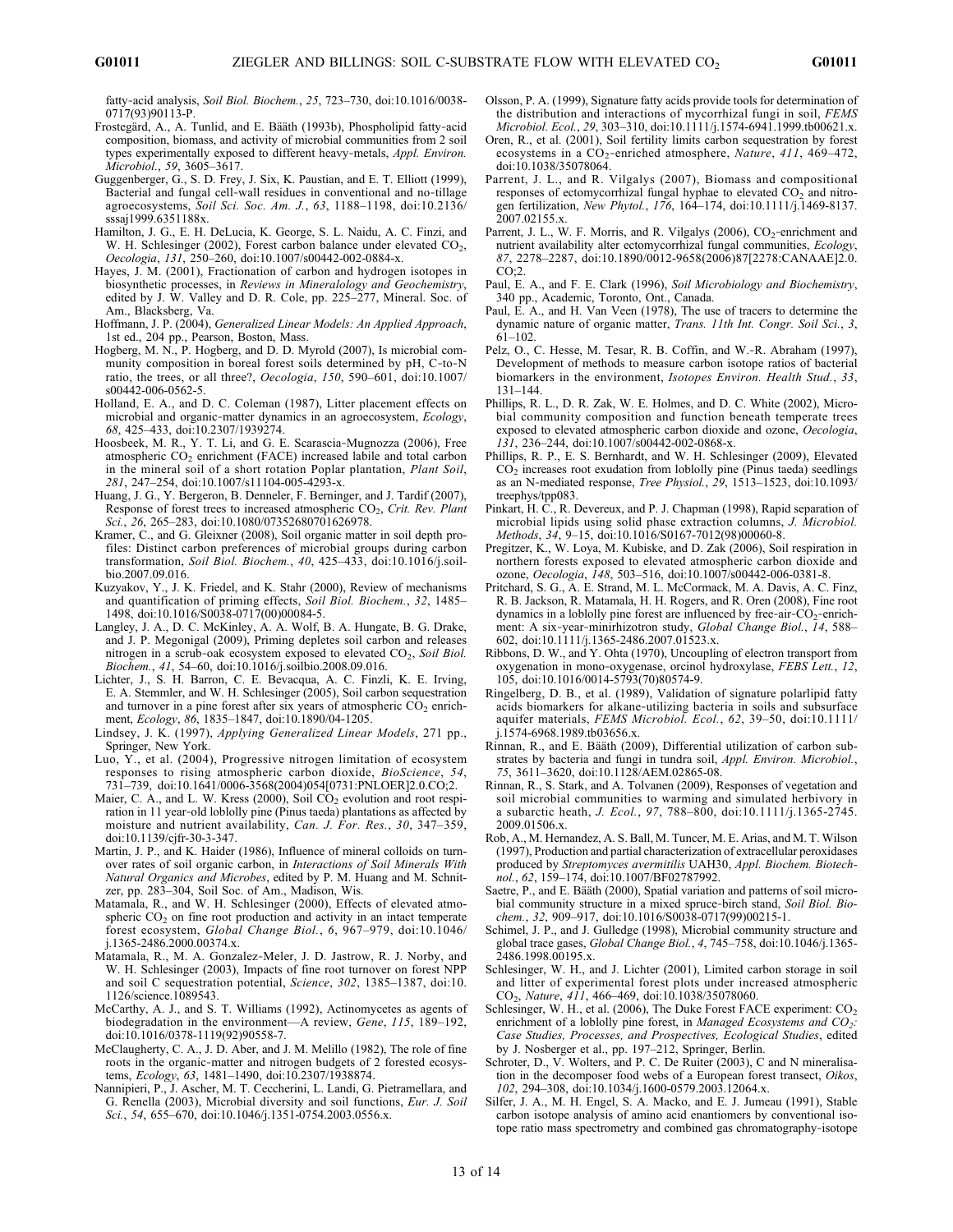fatty-acid analysis, *Soil Biol. Biochem.*, *25*, 723–730, doi:10.1016/0038-0717(93)90113-P.

Frostegård, A., A. Tunlid, and E. Bååth (1993b), Phospholipid fatty-acid composition, biomass, and activity of microbial communities from 2 soil types experimentally exposed to different heavy-metals, *Appl. Environ. Microbiol.*, *59*, 3605–3617.

Guggenberger, G., S. D. Frey, J. Six, K. Paustian, and E. T. Elliott (1999), Bacterial and fungal cell-wall residues in conventional and no-tillage agroecosystems, *Soil Sci. Soc. Am. J.*, *63*, 1188–1198, doi:10.2136/sssaj1999.6351188x.

Hamilton, J. G., E. H. DeLucia, K. George, S. L. Naidu, A. C. Finzi, and W. H. Schlesinger (2002), Forest carbon balance under elevated $CO_2$, *Oecologia*, *131*, 250–260, doi:10.1007/s00442-002-0884-x.

Hayes, J. M. (2001), Fractionation of carbon and hydrogen isotopes in biosynthetic processes, in *Reviews in Mineralogy and Geochemistry*, edited by J. W. Valley and D. R. Cole, pp. 225–277, Mineral. Soc. of Am., Blacksberg, Va.

Hoffmann, J. P. (2004), *Generalized Linear Models: An Applied Approach*, 1st ed., 204 pp., Pearson, Boston, Mass.

Hogberg, M. N., P. Hogberg, and D. D. Myrold (2007), Is microbial community composition in boreal forest soils determined by pH, C-to-N ratio, the trees, or all three?, *Oecologia*, *150*, 590–601, doi:10.1007/s00442-006-0562-5.

Holland, E. A., and D. C. Coleman (1987), Litter placement effects on microbial and organic-matter dynamics in an agroecosystem, *Ecology*, *68*, 425–433, doi:10.2307/1939274.

Hoosbeek, M. R., Y. T. Li, and G. E. Scarascia-Mugnozza (2006), Free atmospheric $CO_2$ enrichment (FACE) increased labile and total carbon in the mineral soil of a short rotation Poplar plantation, *Plant Soil*, *281*, 247–254, doi:10.1007/s11104-005-4293-x.

Huang, J. G., Y. Bergeron, B. Denneler, F. Berninger, and J. Tardif (2007), Response of forest trees to increased atmospheric $CO_2$, *Crit. Rev. Plant Sci.*, *26*, 265–283, doi:10.1080/07352680701626978.

Kramer, C., and G. Gleixner (2008), Soil organic matter in soil depth profiles: Distinct carbon preferences of microbial groups during carbon transformation, *Soil Biol. Biochem.*, *40*, 425–433, doi:10.1016/j.soilbio.2007.09.016.

Kuzyakov, Y., J. K. Friedel, and K. Stahr (2000), Review of mechanisms and quantification of priming effects, *Soil Biol. Biochem.*, *32*, 1485–1498, doi:10.1016/S0038-0717(00)00084-5.

Langley, J. A., D. C. McKinley, A. A. Wolf, B. A. Hungate, B. G. Drake, and J. P. Megonigal (2009), Priming depletes soil carbon and releases nitrogen in a scrub-oak ecosystem exposed to elevated $CO_2$, *Soil Biol. Biochem.*, *41*, 54–60, doi:10.1016/j.soilbio.2008.09.016.

Lichter, J., S. H. Barron, C. E. Bevacqua, A. C. Finzli, K. E. Irving, E. A. Stemmler, and W. H. Schlesinger (2005), Soil carbon sequestration and turnover in a pine forest after six years of atmospheric $CO_2$ enrichment, *Ecology*, *86*, 1835–1847, doi:10.1890/04-1205.

Lindsey, J. K. (1997), *Applying Generalized Linear Models*, 271 pp., Springer, New York.

Luo, Y., et al. (2004), Progressive nitrogen limitation of ecosystem responses to rising atmospheric carbon dioxide, *BioScience*, *54*, 731–739, doi:10.1641/0006-3568(2004)054[0731:PNLOER]2.0.CO;2.

Maier, C. A., and L. W. Kress (2000), Soil $CO_2$ evolution and root respiration in 11 year-old loblolly pine (Pinus taeda) plantations as affected by moisture and nutrient availability, *Can. J. For. Res.*, *30*, 347–359, doi:10.1139/cjfr-30-3-347.

Martin, J. P., and K. Haider (1986), Influence of mineral colloids on turnover rates of soil organic carbon, in *Interactions of Soil Minerals With Natural Organics and Microbes*, edited by P. M. Huang and M. Schnitzer, pp. 283–304, Soil Soc. of Am., Madison, Wis.

Matamala, R., and W. H. Schlesinger (2000), Effects of elevated atmospheric $CO_2$ on fine root production and activity in an intact temperate forest ecosystem, *Global Change Biol.*, *6*, 967–979, doi:10.1046/j.1365-2486.2000.00374.x.

Matamala, R., M. A. Gonzalez-Meler, J. D. Jastrow, R. J. Norby, and W. H. Schlesinger (2003), Impacts of fine root turnover on forest NPP and soil C sequestration potential, *Science*, *302*, 1385–1387, doi:10.1126/science.1089543.

McCarthy, A. J., and S. T. Williams (1992), Actinomycetes as agents of biodegradation in the environment—A review, *Gene*, *115*, 189–192, doi:10.1016/0378-1119(92)90558-7.

McClaugherty, C. A., J. D. Aber, and J. M. Melillo (1982), The role of fine roots in the organic-matter and nitrogen budgets of 2 forested ecosystems, *Ecology*, *63*, 1481–1490, doi:10.2307/1938874.

Nannipieri, P., J. Ascher, M. T. Ceccherini, L. Landi, G. Pietramellara, and G. Renella (2003), Microbial diversity and soil functions, *Eur. J. Soil Sci.*, *54*, 655–670, doi:10.1046/j.1351-0754.2003.0556.x.

Olsson, P. A. (1999), Signature fatty acids provide tools for determination of the distribution and interactions of mycorrhizal fungi in soil, *FEMS Microbiol. Ecol.*, *29*, 303–310, doi:10.1111/j.1574-6941.1999.tb00621.x.

Oren, R., et al. (2001), Soil fertility limits carbon sequestration by forest ecosystems in a $CO_2$-enriched atmosphere, *Nature*, *411*, 469–472, doi:10.1038/35078064.

Parrent, J. L., and R. Vilgalys (2007), Biomass and compositional responses of ectomycorrhizal fungal hyphae to elevated $CO_2$ and nitrogen fertilization, *New Phytol.*, *176*, 164–174, doi:10.1111/j.1469-8137.2007.02155.x.

Parrent, J. L., W. F. Morris, and R. Vilgalys (2006), $CO_2$-enrichment and nutrient availability alter ectomycorrhizal fungal communities, *Ecology*, *87*, 2278–2287, doi:10.1890/0012-9658(2006)87[2278:CANAAE]2.0.CO;2.

Paul, E. A., and F. E. Clark (1996), *Soil Microbiology and Biochemistry*, 340 pp., Academic, Toronto, Ont., Canada.

Paul, E. A., and H. Van Veen (1978), The use of tracers to determine the dynamic nature of organic matter, *Trans. 11th Int. Congr. Soil Sci.*, *3*, 61–102.

Pelz, O., C. Hesse, M. Tesar, R. B. Coffin, and W.-R. Abraham (1997), Development of methods to measure carbon isotope ratios of bacterial biomarkers in the environment, *Isotopes Environ. Health Stud.*, *33*, 131–144.

Phillips, R. L., D. R. Zak, W. E. Holmes, and D. C. White (2002), Microbial community composition and function beneath temperate trees exposed to elevated atmospheric carbon dioxide and ozone, *Oecologia*, *131*, 236–244, doi:10.1007/s00442-002-0868-x.

Phillips, R. P., E. S. Bernhardt, and W. H. Schlesinger (2009), Elevated $CO_2$ increases root exudation from loblolly pine (Pinus taeda) seedlings as an N-mediated response, *Tree Physiol.*, *29*, 1513–1523, doi:10.1093/treephys/tpp083.

Pinkart, H. C., R. Devereux, and P. J. Chapman (1998), Rapid separation of microbial lipids using solid phase extraction columns, *J. Microbiol. Methods*, *34*, 9–15, doi:10.1016/S0167-7012(98)00060-8.

Pregitzer, K., W. Loya, M. Kubiske, and D. Zak (2006), Soil respiration in northern forests exposed to elevated atmospheric carbon dioxide and ozone, *Oecologia*, *148*, 503–516, doi:10.1007/s00442-006-0381-8.

Pritchard, S. G., A. E. Strand, M. L. McCormack, M. A. Davis, A. C. Finz, R. B. Jackson, R. Matamala, H. H. Rogers, and R. Oren (2008), Fine root dynamics in a loblolly pine forest are influenced by free-air-$CO_2$-enrichment: A six-year-minirhizotron study, *Global Change Biol.*, *14*, 588–602, doi:10.1111/j.1365-2486.2007.01523.x.

Ribbons, D. W., and Y. Ohta (1970), Uncoupling of electron transport from oxygenation in mono-oxygenase, orcinol hydroxylase, *FEBS Lett.*, *12*, 105, doi:10.1016/0014-5793(70)80574-9.

Ringelberg, D. B., et al. (1989), Validation of signature polarlipid fatty acids biomarkers for alkane-utilizing bacteria in soils and subsurface aquifer materials, *FEMS Microbiol. Ecol.*, *62*, 39–50, doi:10.1111/j.1574-6968.1989.tb03656.x.

Rinnan, R., and E. Bååth (2009), Differential utilization of carbon substrates by bacteria and fungi in tundra soil, *Appl. Environ. Microbiol.*, *75*, 3611–3620, doi:10.1128/AEM.02865-08.

Rinnan, R., S. Stark, and A. Tolvanen (2009), Responses of vegetation and soil microbial communities to warming and simulated herbivory in a subarctic heath, *J. Ecol.*, *97*, 788–800, doi:10.1111/j.1365-2745.2009.01506.x.

Rob, A., M. Hernandez, A. S. Ball, M. Tuncer, M. E. Arias, and M. T. Wilson (1997), Production and partial characterization of extracellular peroxidases produced by *Streptomyces avermitilis* UAH30, *Appl. Biochem. Biotechnol.*, *62*, 159–174, doi:10.1007/BF02787992.

Saetre, P., and E. Bååth (2000), Spatial variation and patterns of soil microbial community structure in a mixed spruce-birch stand, *Soil Biol. Biochem.*, *32*, 909–917, doi:10.1016/S0038-0717(99)00215-1.

Schimel, J. P., and J. Gulledge (1998), Microbial community structure and global trace gases, *Global Change Biol.*, *4*, 745–758, doi:10.1046/j.1365-2486.1998.00195.x.

Schlesinger, W. H., and J. Lichter (2001), Limited carbon storage in soil and litter of experimental forest plots under increased atmospheric $CO_2$, *Nature*, *411*, 466–469, doi:10.1038/35078060.

Schlesinger, W. H., et al. (2006), The Duke Forest FACE experiment: $CO_2$ enrichment of a loblolly pine forest, in *Managed Ecosystems and $CO_2$: Case Studies, Processes, and Prospectives, Ecological Studies*, edited by J. Nosberger et al., pp. 197–212, Springer, Berlin.

Schroter, D., V. Wolters, and P. C. De Ruiter (2003), C and N mineralisation in the decomposer food webs of a European forest transect, *Oikos*, *102*, 294–308, doi:10.1034/j.1600-0579.2003.12064.x.

Silfer, J. A., M. H. Engel, S. A. Macko, and E. J. Jumeau (1991), Stable carbon isotope analysis of amino acid enantiomers by conventional isotope ratio mass spectrometry and combined gas chromatography-isotope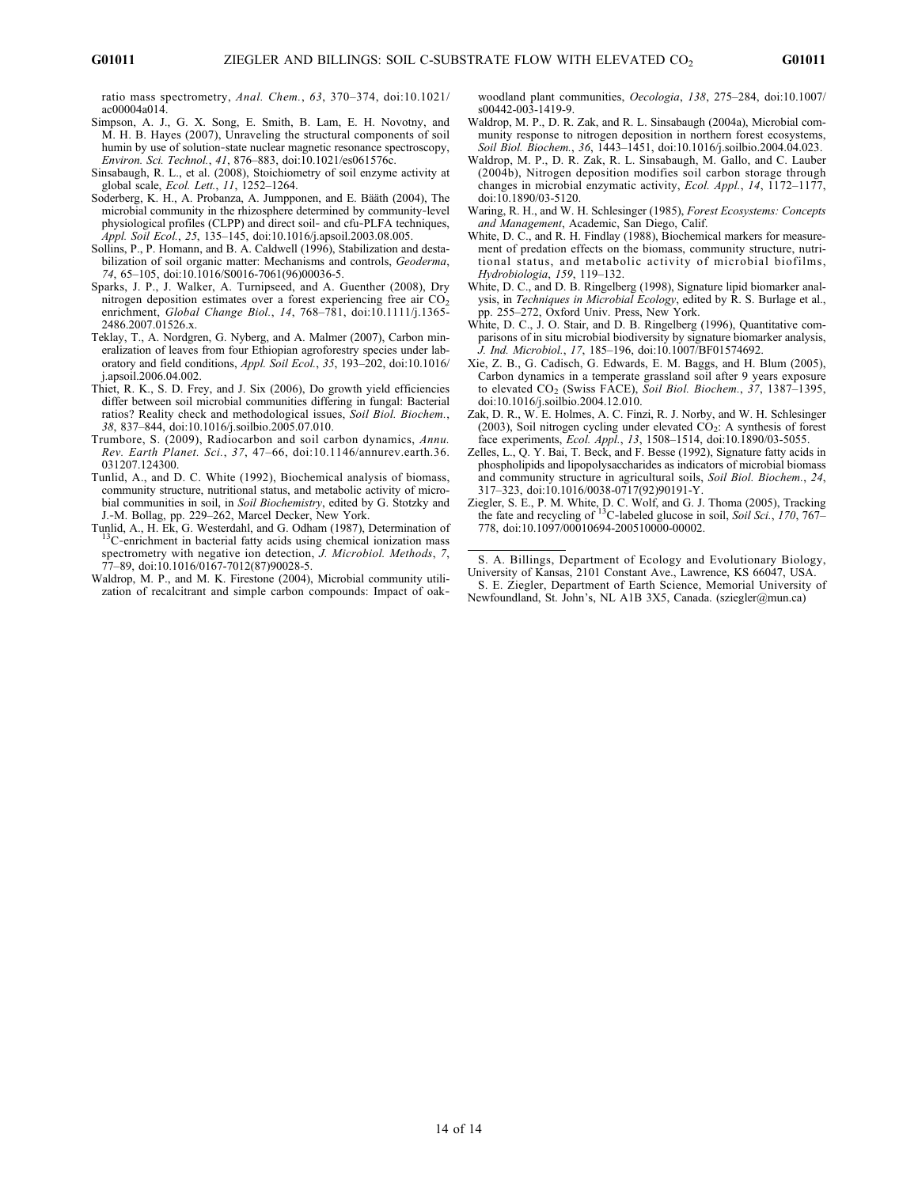ratio mass spectrometry, *Anal. Chem.*, *63*, 370–374, doi:10.1021/ac00004a014.

Simpson, A. J., G. X. Song, E. Smith, B. Lam, E. H. Novotny, and M. H. B. Hayes (2007), Unraveling the structural components of soil humin by use of solution-state nuclear magnetic resonance spectroscopy, *Environ. Sci. Technol.*, *41*, 876–883, doi:10.1021/es061576c.

Sinsabaugh, R. L., et al. (2008), Stoichiometry of soil enzyme activity at global scale, *Ecol. Lett.*, *11*, 1252–1264.

Soderberg, K. H., A. Probanza, A. Jumpponen, and E. Bääth (2004), The microbial community in the rhizosphere determined by community-level physiological profiles (CLPP) and direct soil- and cfu-PLFA techniques, *Appl. Soil Ecol.*, *25*, 135–145, doi:10.1016/j.apsoil.2003.08.005.

Sollins, P., P. Homann, and B. A. Caldwell (1996), Stabilization and destabilization of soil organic matter: Mechanisms and controls, *Geoderma*, *74*, 65–105, doi:10.1016/S0016-7061(96)00036-5.

Sparks, J. P., J. Walker, A. Turnipseed, and A. Guenther (2008), Dry nitrogen deposition estimates over a forest experiencing free air $CO_2$ enrichment, *Global Change Biol.*, *14*, 768–781, doi:10.1111/j.1365-2486.2007.01526.x.

Teklay, T., A. Nordgren, G. Nyberg, and A. Malmer (2007), Carbon mineralization of leaves from four Ethiopian agroforestry species under laboratory and field conditions, *Appl. Soil Ecol.*, *35*, 193–202, doi:10.1016/j.apsoil.2006.04.002.

Thiet, R. K., S. D. Frey, and J. Six (2006), Do growth yield efficiencies differ between soil microbial communities differing in fungal: Bacterial ratios? Reality check and methodological issues, *Soil Biol. Biochem.*, *38*, 837–844, doi:10.1016/j.soilbio.2005.07.010.

Trumbore, S. (2009), Radiocarbon and soil carbon dynamics, *Annu. Rev. Earth Planet. Sci.*, *37*, 47–66, doi:10.1146/annurev.earth.36.031207.124300.

Tunlid, A., and D. C. White (1992), Biochemical analysis of biomass, community structure, nutritional status, and metabolic activity of microbial communities in soil, in *Soil Biochemistry*, edited by G. Stotzky and J.-M. Bollag, pp. 229–262, Marcel Decker, New York.

Tunlid, A., H. Ek, G. Westerdahl, and G. Odham (1987), Determination of $^{13}C$-enrichment in bacterial fatty acids using chemical ionization mass spectrometry with negative ion detection, *J. Microbiol. Methods*, *7*, 77–89, doi:10.1016/0167-7012(87)90028-5.

Waldrop, M. P., and M. K. Firestone (2004), Microbial community utilization of recalcitrant and simple carbon compounds: Impact of oak-woodland plant communities, *Oecologia*, *138*, 275–284, doi:10.1007/s00442-003-1419-9.

Waldrop, M. P., D. R. Zak, and R. L. Sinsabaugh (2004a), Microbial community response to nitrogen deposition in northern forest ecosystems, *Soil Biol. Biochem.*, *36*, 1443–1451, doi:10.1016/j.soilbio.2004.04.023.

Waldrop, M. P., D. R. Zak, R. L. Sinsabaugh, M. Gallo, and C. Lauber (2004b), Nitrogen deposition modifies soil carbon storage through changes in microbial enzymatic activity, *Ecol. Appl.*, *14*, 1172–1177, doi:10.1890/03-5120.

Waring, R. H., and W. H. Schlesinger (1985), *Forest Ecosystems: Concepts and Management*, Academic, San Diego, Calif.

White, D. C., and R. H. Findlay (1988), Biochemical markers for measurement of predation effects on the biomass, community structure, nutritional status, and metabolic activity of microbial biofilms, *Hydrobiologia*, *159*, 119–132.

White, D. C., and D. B. Ringelberg (1998), Signature lipid biomarker analysis, in *Techniques in Microbial Ecology*, edited by R. S. Burlage et al., pp. 255–272, Oxford Univ. Press, New York.

White, D. C., J. O. Stair, and D. B. Ringelberg (1996), Quantitative comparisons of in situ microbial biodiversity by signature biomarker analysis, *J. Ind. Microbiol.*, *17*, 185–196, doi:10.1007/BF01574692.

Xie, Z. B., G. Cadisch, G. Edwards, E. M. Baggs, and H. Blum (2005), Carbon dynamics in a temperate grassland soil after 9 years exposure to elevated $CO_2$ (Swiss FACE), *Soil Biol. Biochem.*, *37*, 1387–1395, doi:10.1016/j.soilbio.2004.12.010.

Zak, D. R., W. E. Holmes, A. C. Finzi, R. J. Norby, and W. H. Schlesinger (2003), Soil nitrogen cycling under elevated $CO_2$: A synthesis of forest face experiments, *Ecol. Appl.*, *13*, 1508–1514, doi:10.1890/03-5055.

Zelles, L., Q. Y. Bai, T. Beck, and F. Besse (1992), Signature fatty acids in phospholipids and lipopolysaccharides as indicators of microbial biomass and community structure in agricultural soils, *Soil Biol. Biochem.*, *24*, 317–323, doi:10.1016/0038-0717(92)90191-Y.

Ziegler, S. E., P. M. White, D. C. Wolf, and G. J. Thoma (2005), Tracking the fate and recycling of $^{13}C$-labeled glucose in soil, *Soil Sci.*, *170*, 767–778, doi:10.1097/00010694-200510000-00002.

---

S. A. Billings, Department of Ecology and Evolutionary Biology, University of Kansas, 2101 Constant Ave., Lawrence, KS 66047, USA.

S. E. Ziegler, Department of Earth Science, Memorial University of Newfoundland, St. John's, NL A1B 3X5, Canada. (sziegler@mun.ca)